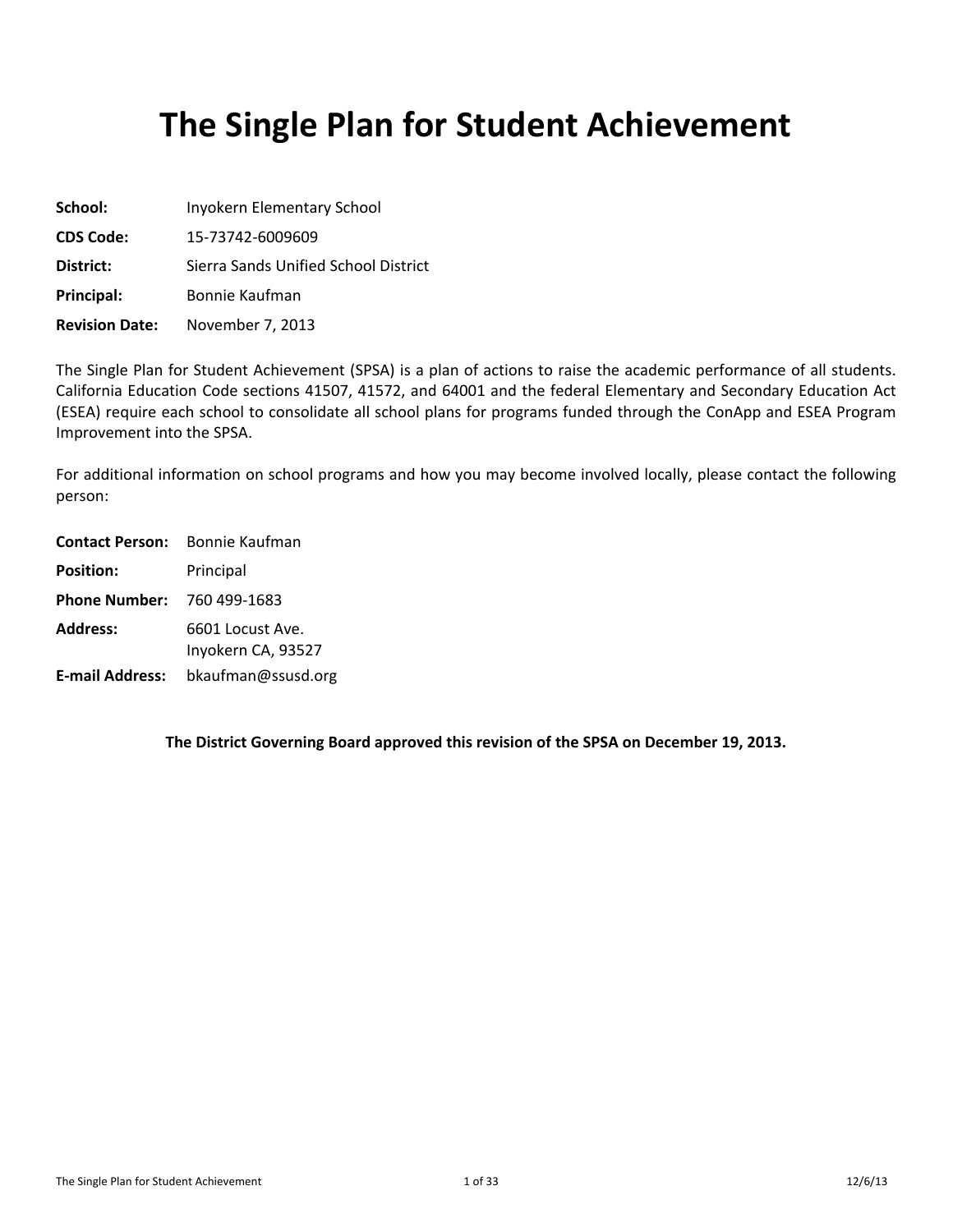# The Single Plan for Student Achievement

**School:** Inyokern Elementary School

**CDS Code:** 15-73742-6009609

**District:** Sierra Sands Unified School District

**Principal:** Bonnie Kaufman

**Revision Date:** November 7, 2013

The Single Plan for Student Achievement (SPSA) is a plan of actions to raise the academic performance of all students. California Education Code sections 41507, 41572, and 64001 and the federal Elementary and Secondary Education Act (ESEA) require each school to consolidate all school plans for programs funded through the ConApp and ESEA Program Improvement into the SPSA.

For additional information on school programs and how you may become involved locally, please contact the following person:

**Contact Person:** Bonnie Kaufman

**Position:** Principal

**Phone Number:** 760 499-1683

**Address:** 6601 Locust Ave.
Inyokern CA, 93527

**E-mail Address:** bkaufman@ssusd.org

**The District Governing Board approved this revision of the SPSA on December 19, 2013.**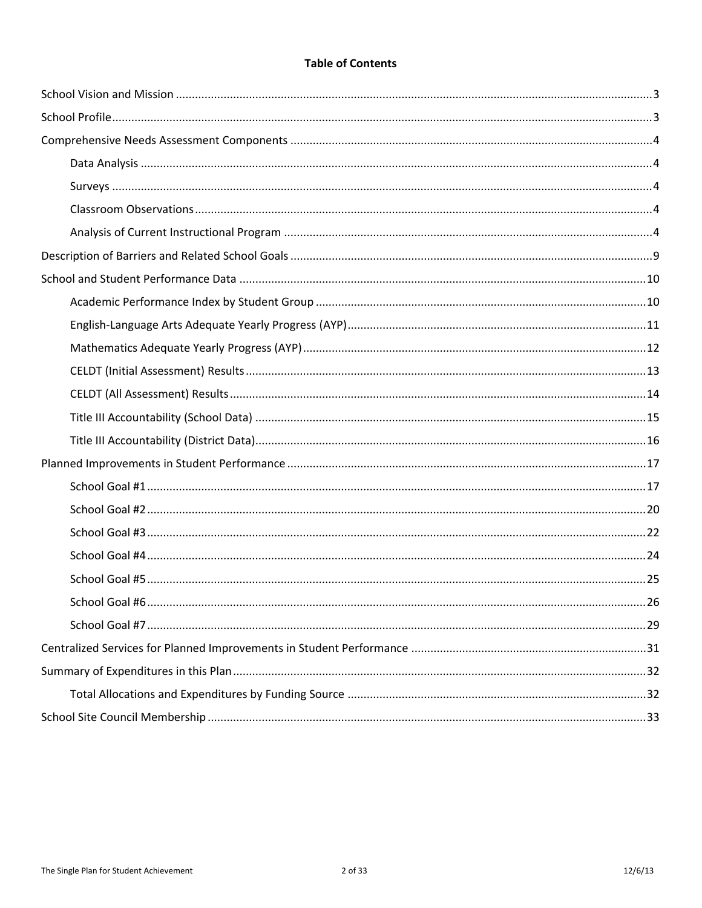## Table of Contents

School Vision and Mission ....................................................................................................................................3

School Profile........................................................................................................................................................3

Comprehensive Needs Assessment Components .................................................................................................4

- Data Analysis ...................................................................................................................................................4
- Surveys ............................................................................................................................................................4
- Classroom Observations..................................................................................................................................4
- Analysis of Current Instructional Program ......................................................................................................4

Description of Barriers and Related School Goals ................................................................................................9

School and Student Performance Data ...............................................................................................................10

- Academic Performance Index by Student Group ...........................................................................................10
- English-Language Arts Adequate Yearly Progress (AYP)................................................................................11
- Mathematics Adequate Yearly Progress (AYP) ..............................................................................................12
- CELDT (Initial Assessment) Results ................................................................................................................13
- CELDT (All Assessment) Results .....................................................................................................................14
- Title III Accountability (School Data) .............................................................................................................15
- Title III Accountability (District Data).............................................................................................................16

Planned Improvements in Student Performance ................................................................................................17

- School Goal #1 ...............................................................................................................................................17
- School Goal #2 ...............................................................................................................................................20
- School Goal #3 ...............................................................................................................................................22
- School Goal #4 ...............................................................................................................................................24
- School Goal #5 ...............................................................................................................................................25
- School Goal #6 ...............................................................................................................................................26
- School Goal #7 ...............................................................................................................................................29

Centralized Services for Planned Improvements in Student Performance ..........................................................31

Summary of Expenditures in this Plan .................................................................................................................32

- Total Allocations and Expenditures by Funding Source .................................................................................32

School Site Council Membership .........................................................................................................................33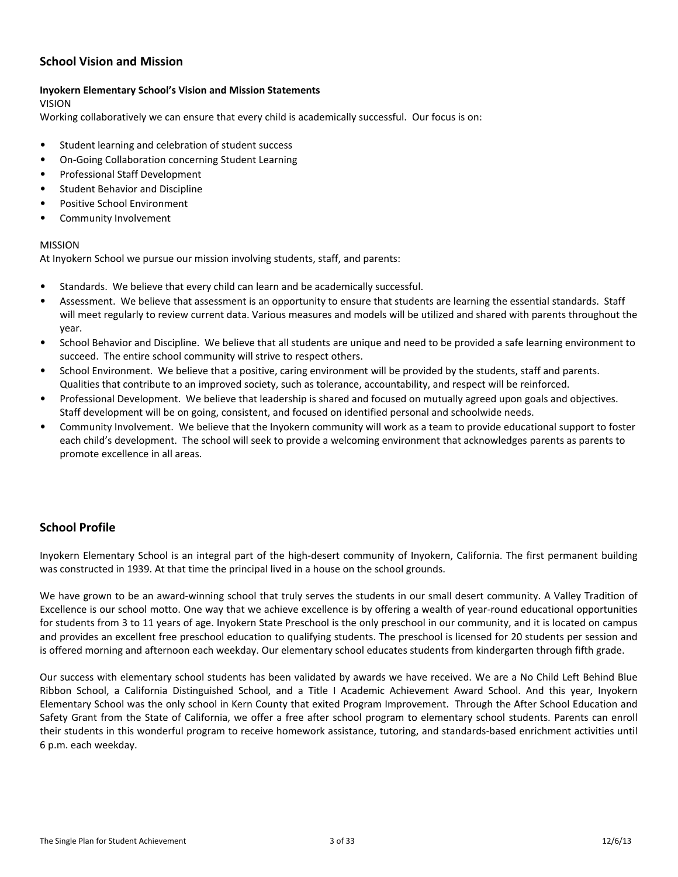## School Vision and Mission

**Inyokern Elementary School's Vision and Mission Statements**

VISION

Working collaboratively we can ensure that every child is academically successful. Our focus is on:

- Student learning and celebration of student success
- On-Going Collaboration concerning Student Learning
- Professional Staff Development
- Student Behavior and Discipline
- Positive School Environment
- Community Involvement

MISSION

At Inyokern School we pursue our mission involving students, staff, and parents:

- Standards. We believe that every child can learn and be academically successful.
- Assessment. We believe that assessment is an opportunity to ensure that students are learning the essential standards. Staff will meet regularly to review current data. Various measures and models will be utilized and shared with parents throughout the year.
- School Behavior and Discipline. We believe that all students are unique and need to be provided a safe learning environment to succeed. The entire school community will strive to respect others.
- School Environment. We believe that a positive, caring environment will be provided by the students, staff and parents. Qualities that contribute to an improved society, such as tolerance, accountability, and respect will be reinforced.
- Professional Development. We believe that leadership is shared and focused on mutually agreed upon goals and objectives. Staff development will be on going, consistent, and focused on identified personal and schoolwide needs.
- Community Involvement. We believe that the Inyokern community will work as a team to provide educational support to foster each child's development. The school will seek to provide a welcoming environment that acknowledges parents as parents to promote excellence in all areas.

## School Profile

Inyokern Elementary School is an integral part of the high-desert community of Inyokern, California. The first permanent building was constructed in 1939. At that time the principal lived in a house on the school grounds.

We have grown to be an award-winning school that truly serves the students in our small desert community. A Valley Tradition of Excellence is our school motto. One way that we achieve excellence is by offering a wealth of year-round educational opportunities for students from 3 to 11 years of age. Inyokern State Preschool is the only preschool in our community, and it is located on campus and provides an excellent free preschool education to qualifying students. The preschool is licensed for 20 students per session and is offered morning and afternoon each weekday. Our elementary school educates students from kindergarten through fifth grade.

Our success with elementary school students has been validated by awards we have received. We are a No Child Left Behind Blue Ribbon School, a California Distinguished School, and a Title I Academic Achievement Award School. And this year, Inyokern Elementary School was the only school in Kern County that exited Program Improvement. Through the After School Education and Safety Grant from the State of California, we offer a free after school program to elementary school students. Parents can enroll their students in this wonderful program to receive homework assistance, tutoring, and standards-based enrichment activities until 6 p.m. each weekday.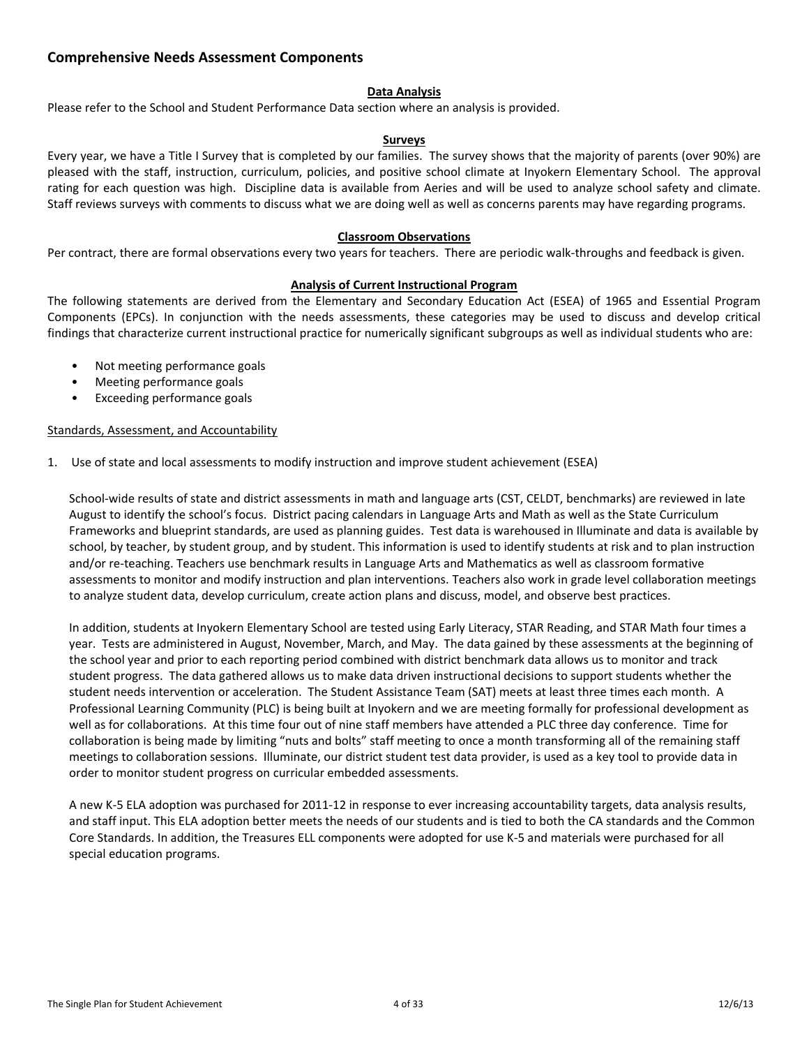## Comprehensive Needs Assessment Components

### Data Analysis

Please refer to the School and Student Performance Data section where an analysis is provided.

### Surveys

Every year, we have a Title I Survey that is completed by our families. The survey shows that the majority of parents (over 90%) are pleased with the staff, instruction, curriculum, policies, and positive school climate at Inyokern Elementary School. The approval rating for each question was high. Discipline data is available from Aeries and will be used to analyze school safety and climate. Staff reviews surveys with comments to discuss what we are doing well as well as concerns parents may have regarding programs.

### Classroom Observations

Per contract, there are formal observations every two years for teachers. There are periodic walk-throughs and feedback is given.

### Analysis of Current Instructional Program

The following statements are derived from the Elementary and Secondary Education Act (ESEA) of 1965 and Essential Program Components (EPCs). In conjunction with the needs assessments, these categories may be used to discuss and develop critical findings that characterize current instructional practice for numerically significant subgroups as well as individual students who are:

- Not meeting performance goals
- Meeting performance goals
- Exceeding performance goals

Standards, Assessment, and Accountability

1. Use of state and local assessments to modify instruction and improve student achievement (ESEA)

   School-wide results of state and district assessments in math and language arts (CST, CELDT, benchmarks) are reviewed in late August to identify the school's focus. District pacing calendars in Language Arts and Math as well as the State Curriculum Frameworks and blueprint standards, are used as planning guides. Test data is warehouse in Illuminate and data is available by school, by teacher, by student group, and by student. This information is used to identify students at risk and to plan instruction and/or re-teaching. Teachers use benchmark results in Language Arts and Mathematics as well as classroom formative assessments to monitor and modify instruction and plan interventions. Teachers also work in grade level collaboration meetings to analyze student data, develop curriculum, create action plans and discuss, model, and observe best practices.

   In addition, students at Inyokern Elementary School are tested using Early Literacy, STAR Reading, and STAR Math four times a year. Tests are administered in August, November, March, and May. The data gained by these assessments at the beginning of the school year and prior to each reporting period combined with district benchmark data allows us to monitor and track student progress. The data gathered allows us to make data driven instructional decisions to support students whether the student needs intervention or acceleration. The Student Assistance Team (SAT) meets at least three times each month. A Professional Learning Community (PLC) is being built at Inyokern and we are meeting formally for professional development as well as for collaborations. At this time four out of nine staff members have attended a PLC three day conference. Time for collaboration is being made by limiting "nuts and bolts" staff meeting to once a month transforming all of the remaining staff meetings to collaboration sessions. Illuminate, our district student test data provider, is used as a key tool to provide data in order to monitor student progress on curricular embedded assessments.

   A new K-5 ELA adoption was purchased for 2011-12 in response to ever increasing accountability targets, data analysis results, and staff input. This ELA adoption better meets the needs of our students and is tied to both the CA standards and the Common Core Standards. In addition, the Treasures ELL components were adopted for use K-5 and materials were purchased for all special education programs.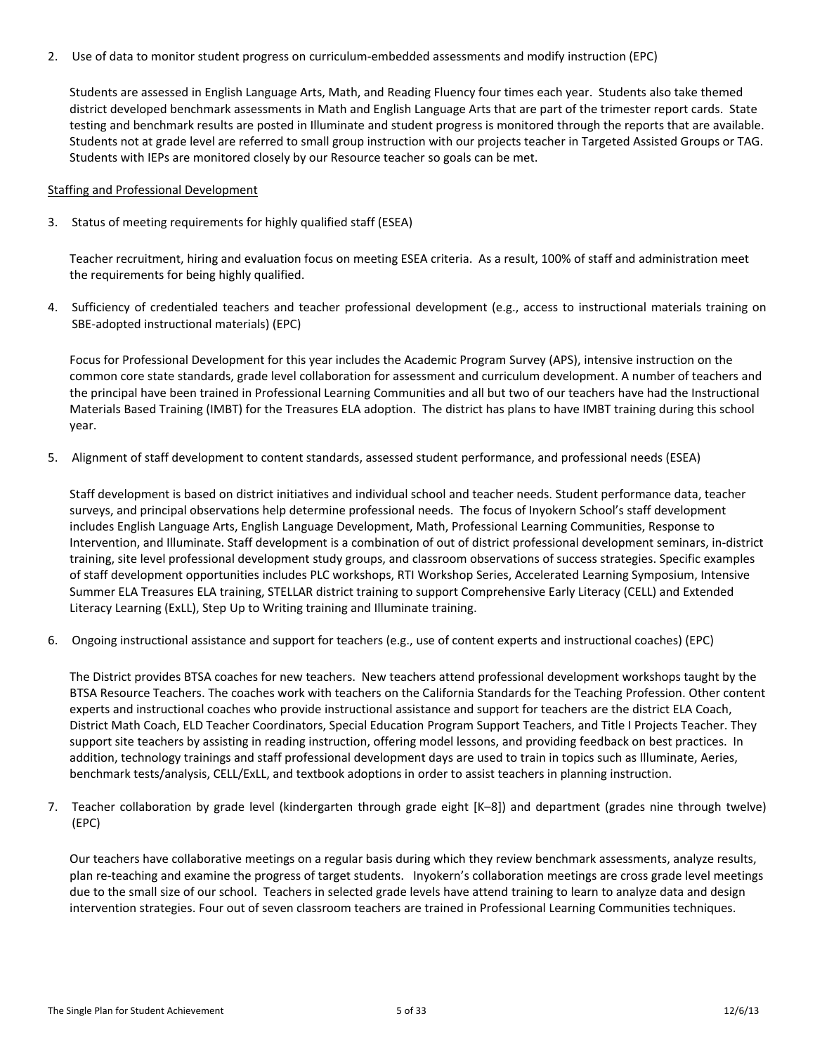2. Use of data to monitor student progress on curriculum-embedded assessments and modify instruction (EPC)

   Students are assessed in English Language Arts, Math, and Reading Fluency four times each year. Students also take themed district developed benchmark assessments in Math and English Language Arts that are part of the trimester report cards. State testing and benchmark results are posted in Illuminate and student progress is monitored through the reports that are available. Students not at grade level are referred to small group instruction with our projects teacher in Targeted Assisted Groups or TAG. Students with IEPs are monitored closely by our Resource teacher so goals can be met.

<u>Staffing and Professional Development</u>

3. Status of meeting requirements for highly qualified staff (ESEA)

   Teacher recruitment, hiring and evaluation focus on meeting ESEA criteria. As a result, 100% of staff and administration meet the requirements for being highly qualified.

4. Sufficiency of credentialed teachers and teacher professional development (e.g., access to instructional materials training on SBE-adopted instructional materials) (EPC)

   Focus for Professional Development for this year includes the Academic Program Survey (APS), intensive instruction on the common core state standards, grade level collaboration for assessment and curriculum development. A number of teachers and the principal have been trained in Professional Learning Communities and all but two of our teachers have had the Instructional Materials Based Training (IMBT) for the Treasures ELA adoption. The district has plans to have IMBT training during this school year.

5. Alignment of staff development to content standards, assessed student performance, and professional needs (ESEA)

   Staff development is based on district initiatives and individual school and teacher needs. Student performance data, teacher surveys, and principal observations help determine professional needs. The focus of Inyokern School's staff development includes English Language Arts, English Language Development, Math, Professional Learning Communities, Response to Intervention, and Illuminate. Staff development is a combination of out of district professional development seminars, in-district training, site level professional development study groups, and classroom observations of success strategies. Specific examples of staff development opportunities includes PLC workshops, RTI Workshop Series, Accelerated Learning Symposium, Intensive Summer ELA Treasures ELA training, STELLAR district training to support Comprehensive Early Literacy (CELL) and Extended Literacy Learning (ExLL), Step Up to Writing training and Illuminate training.

6. Ongoing instructional assistance and support for teachers (e.g., use of content experts and instructional coaches) (EPC)

   The District provides BTSA coaches for new teachers. New teachers attend professional development workshops taught by the BTSA Resource Teachers. The coaches work with teachers on the California Standards for the Teaching Profession. Other content experts and instructional coaches who provide instructional assistance and support for teachers are the district ELA Coach, District Math Coach, ELD Teacher Coordinators, Special Education Program Support Teachers, and Title I Projects Teacher. They support site teachers by assisting in reading instruction, offering model lessons, and providing feedback on best practices. In addition, technology trainings and staff professional development days are used to train in topics such as Illuminate, Aeries, benchmark tests/analysis, CELL/ExLL, and textbook adoptions in order to assist teachers in planning instruction.

7. Teacher collaboration by grade level (kindergarten through grade eight [K–8]) and department (grades nine through twelve) (EPC)

   Our teachers have collaborative meetings on a regular basis during which they review benchmark assessments, analyze results, plan re-teaching and examine the progress of target students. Inyokern's collaboration meetings are cross grade level meetings due to the small size of our school. Teachers in selected grade levels have attend training to learn to analyze data and design intervention strategies. Four out of seven classroom teachers are trained in Professional Learning Communities techniques.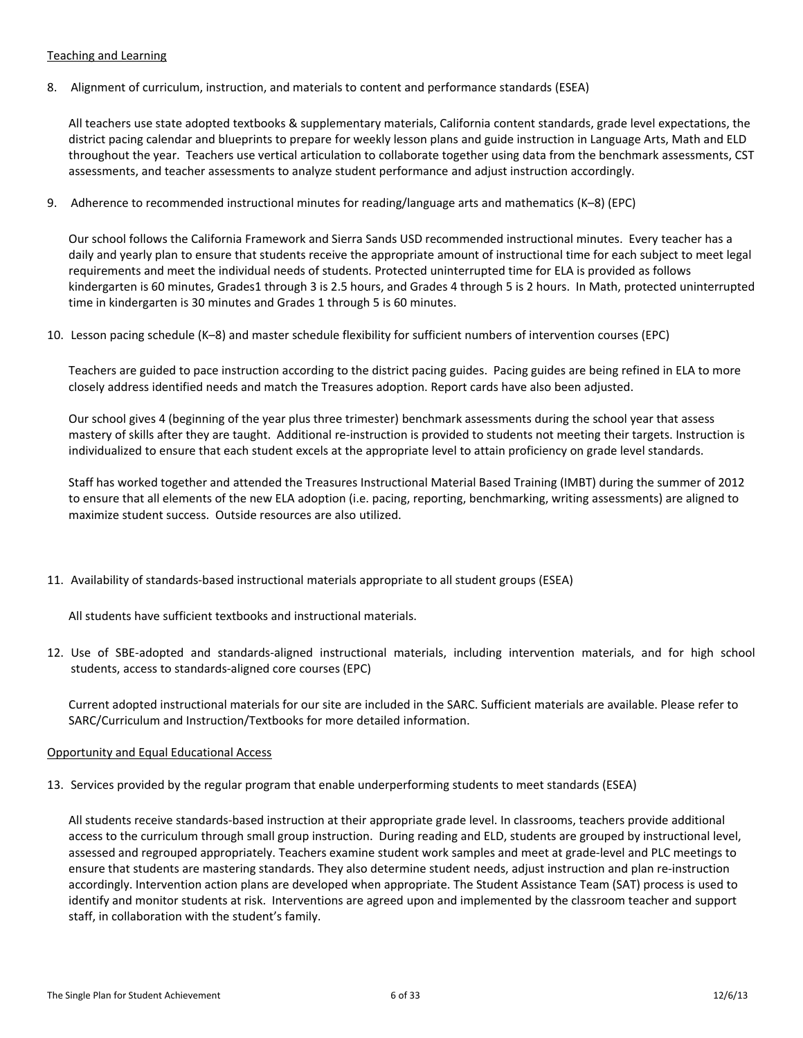Teaching and Learning

8. Alignment of curriculum, instruction, and materials to content and performance standards (ESEA)

All teachers use state adopted textbooks & supplementary materials, California content standards, grade level expectations, the district pacing calendar and blueprints to prepare for weekly lesson plans and guide instruction in Language Arts, Math and ELD throughout the year. Teachers use vertical articulation to collaborate together using data from the benchmark assessments, CST assessments, and teacher assessments to analyze student performance and adjust instruction accordingly.

9. Adherence to recommended instructional minutes for reading/language arts and mathematics (K–8) (EPC)

Our school follows the California Framework and Sierra Sands USD recommended instructional minutes. Every teacher has a daily and yearly plan to ensure that students receive the appropriate amount of instructional time for each subject to meet legal requirements and meet the individual needs of students. Protected uninterrupted time for ELA is provided as follows kindergarten is 60 minutes, Grades1 through 3 is 2.5 hours, and Grades 4 through 5 is 2 hours. In Math, protected uninterrupted time in kindergarten is 30 minutes and Grades 1 through 5 is 60 minutes.

10. Lesson pacing schedule (K–8) and master schedule flexibility for sufficient numbers of intervention courses (EPC)

Teachers are guided to pace instruction according to the district pacing guides. Pacing guides are being refined in ELA to more closely address identified needs and match the Treasures adoption. Report cards have also been adjusted.

Our school gives 4 (beginning of the year plus three trimester) benchmark assessments during the school year that assess mastery of skills after they are taught. Additional re-instruction is provided to students not meeting their targets. Instruction is individualized to ensure that each student excels at the appropriate level to attain proficiency on grade level standards.

Staff has worked together and attended the Treasures Instructional Material Based Training (IMBT) during the summer of 2012 to ensure that all elements of the new ELA adoption (i.e. pacing, reporting, benchmarking, writing assessments) are aligned to maximize student success. Outside resources are also utilized.

11. Availability of standards-based instructional materials appropriate to all student groups (ESEA)

All students have sufficient textbooks and instructional materials.

12. Use of SBE-adopted and standards-aligned instructional materials, including intervention materials, and for high school students, access to standards-aligned core courses (EPC)

Current adopted instructional materials for our site are included in the SARC. Sufficient materials are available. Please refer to SARC/Curriculum and Instruction/Textbooks for more detailed information.

Opportunity and Equal Educational Access

13. Services provided by the regular program that enable underperforming students to meet standards (ESEA)

All students receive standards-based instruction at their appropriate grade level. In classrooms, teachers provide additional access to the curriculum through small group instruction. During reading and ELD, students are grouped by instructional level, assessed and regrouped appropriately. Teachers examine student work samples and meet at grade-level and PLC meetings to ensure that students are mastering standards. They also determine student needs, adjust instruction and plan re-instruction accordingly. Intervention action plans are developed when appropriate. The Student Assistance Team (SAT) process is used to identify and monitor students at risk. Interventions are agreed upon and implemented by the classroom teacher and support staff, in collaboration with the student's family.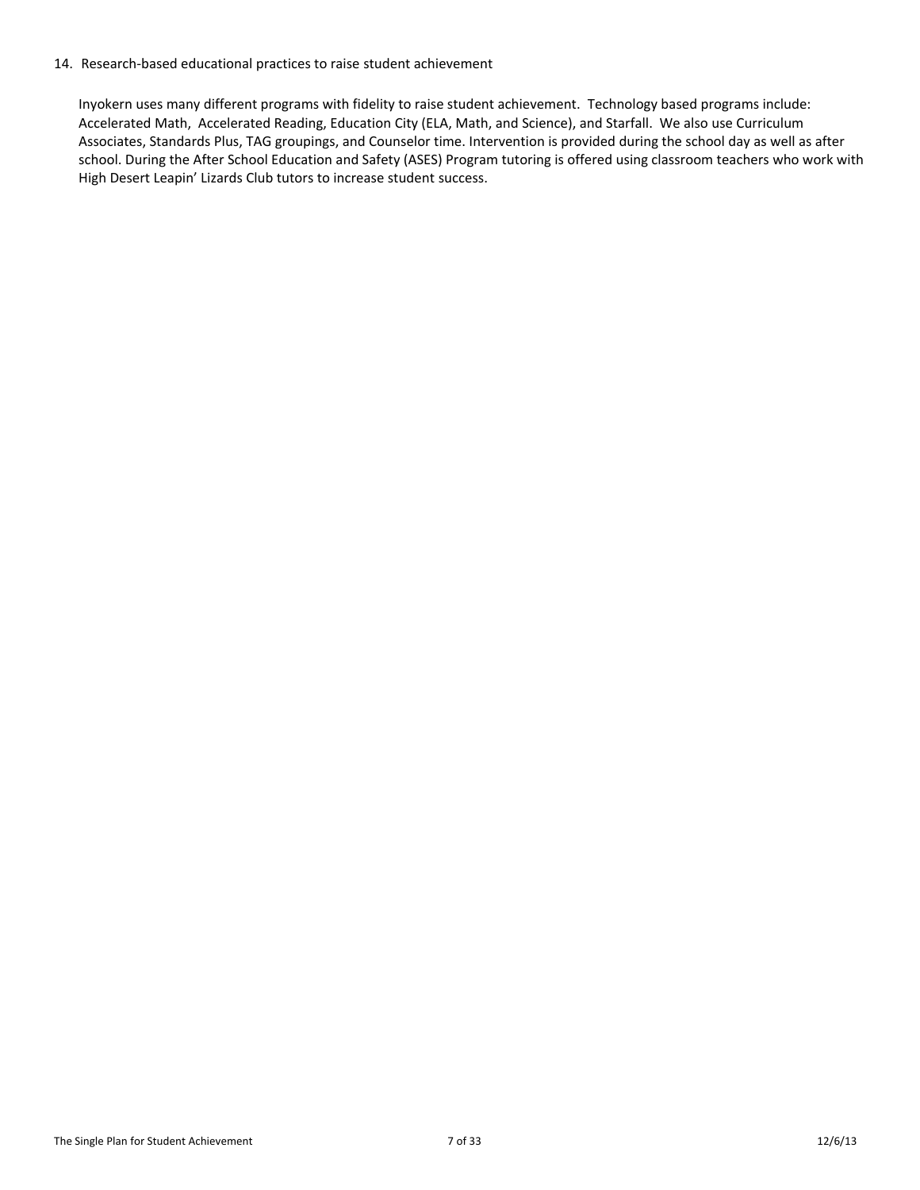14. Research-based educational practices to raise student achievement

Inyokern uses many different programs with fidelity to raise student achievement. Technology based programs include: Accelerated Math, Accelerated Reading, Education City (ELA, Math, and Science), and Starfall. We also use Curriculum Associates, Standards Plus, TAG groupings, and Counselor time. Intervention is provided during the school day as well as after school. During the After School Education and Safety (ASES) Program tutoring is offered using classroom teachers who work with High Desert Leapin' Lizards Club tutors to increase student success.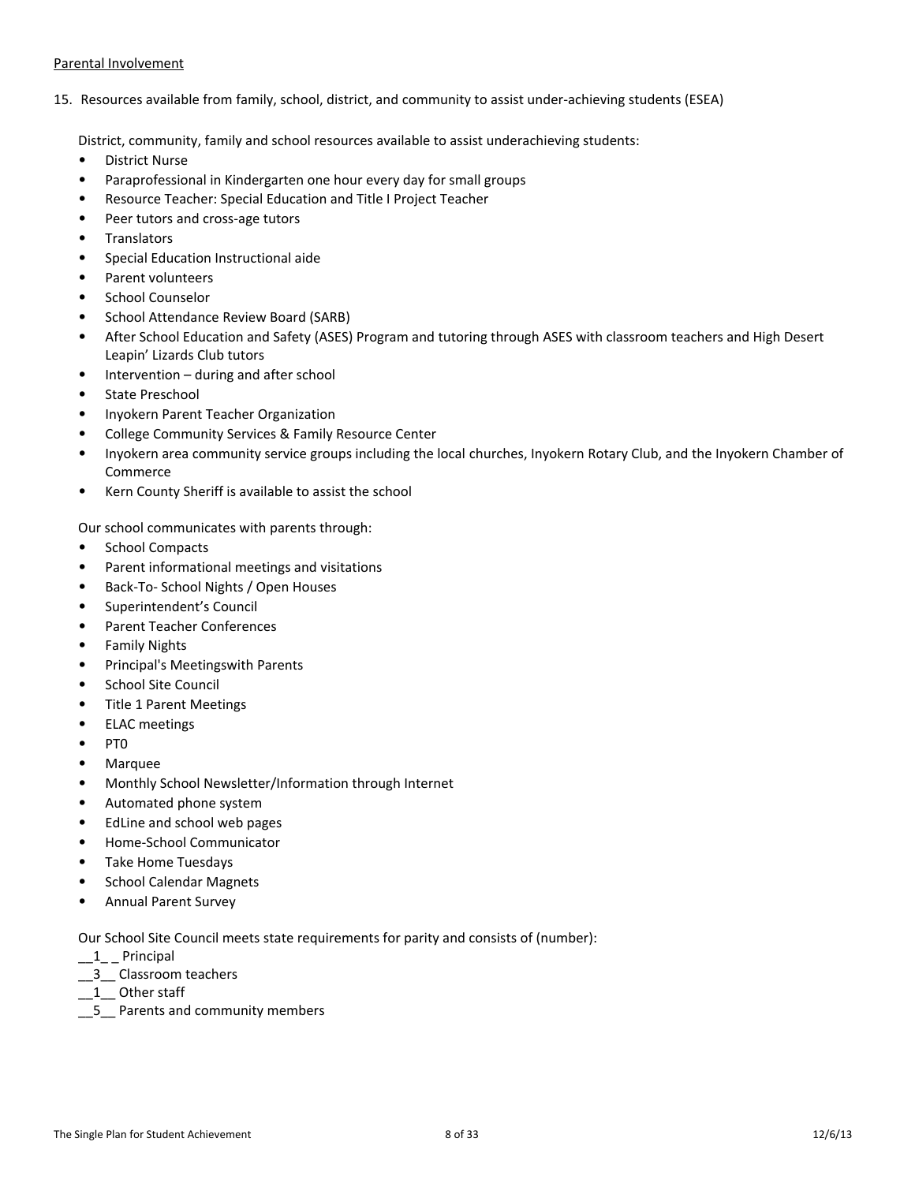Parental Involvement

15. Resources available from family, school, district, and community to assist under-achieving students (ESEA)

District, community, family and school resources available to assist underachieving students:

- District Nurse
- Paraprofessional in Kindergarten one hour every day for small groups
- Resource Teacher: Special Education and Title I Project Teacher
- Peer tutors and cross-age tutors
- Translators
- Special Education Instructional aide
- Parent volunteers
- School Counselor
- School Attendance Review Board (SARB)
- After School Education and Safety (ASES) Program and tutoring through ASES with classroom teachers and High Desert Leapin' Lizards Club tutors
- Intervention – during and after school
- State Preschool
- Inyokern Parent Teacher Organization
- College Community Services & Family Resource Center
- Inyokern area community service groups including the local churches, Inyokern Rotary Club, and the Inyokern Chamber of Commerce
- Kern County Sheriff is available to assist the school

Our school communicates with parents through:

- School Compacts
- Parent informational meetings and visitations
- Back-To- School Nights / Open Houses
- Superintendent's Council
- Parent Teacher Conferences
- Family Nights
- Principal's Meetingswith Parents
- School Site Council
- Title 1 Parent Meetings
- ELAC meetings
- PT0
- Marquee
- Monthly School Newsletter/Information through Internet
- Automated phone system
- EdLine and school web pages
- Home-School Communicator
- Take Home Tuesdays
- School Calendar Magnets
- Annual Parent Survey

Our School Site Council meets state requirements for parity and consists of (number):

__1_ _ Principal
__3__ Classroom teachers
__1__ Other staff
__5__ Parents and community members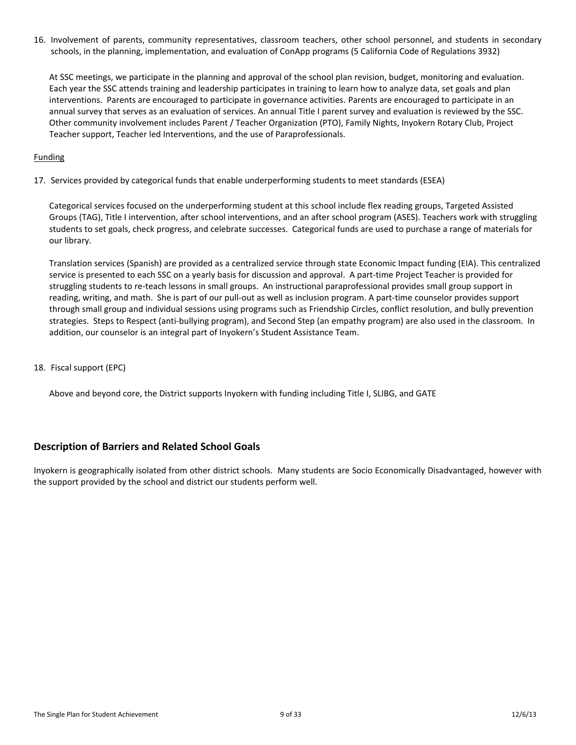16. Involvement of parents, community representatives, classroom teachers, other school personnel, and students in secondary schools, in the planning, implementation, and evaluation of ConApp programs (5 California Code of Regulations 3932)

    At SSC meetings, we participate in the planning and approval of the school plan revision, budget, monitoring and evaluation. Each year the SSC attends training and leadership participates in training to learn how to analyze data, set goals and plan interventions. Parents are encouraged to participate in governance activities. Parents are encouraged to participate in an annual survey that serves as an evaluation of services. An annual Title I parent survey and evaluation is reviewed by the SSC. Other community involvement includes Parent / Teacher Organization (PTO), Family Nights, Inyokern Rotary Club, Project Teacher support, Teacher led Interventions, and the use of Paraprofessionals.

<u>Funding</u>

17. Services provided by categorical funds that enable underperforming students to meet standards (ESEA)

    Categorical services focused on the underperforming student at this school include flex reading groups, Targeted Assisted Groups (TAG), Title I intervention, after school interventions, and an after school program (ASES). Teachers work with struggling students to set goals, check progress, and celebrate successes. Categorical funds are used to purchase a range of materials for our library.

    Translation services (Spanish) are provided as a centralized service through state Economic Impact funding (EIA). This centralized service is presented to each SSC on a yearly basis for discussion and approval. A part-time Project Teacher is provided for struggling students to re-teach lessons in small groups. An instructional paraprofessional provides small group support in reading, writing, and math. She is part of our pull-out as well as inclusion program. A part-time counselor provides support through small group and individual sessions using programs such as Friendship Circles, conflict resolution, and bully prevention strategies. Steps to Respect (anti-bullying program), and Second Step (an empathy program) are also used in the classroom. In addition, our counselor is an integral part of Inyokern's Student Assistance Team.

18. Fiscal support (EPC)

    Above and beyond core, the District supports Inyokern with funding including Title I, SLIBG, and GATE

## Description of Barriers and Related School Goals

Inyokern is geographically isolated from other district schools. Many students are Socio Economically Disadvantaged, however with the support provided by the school and district our students perform well.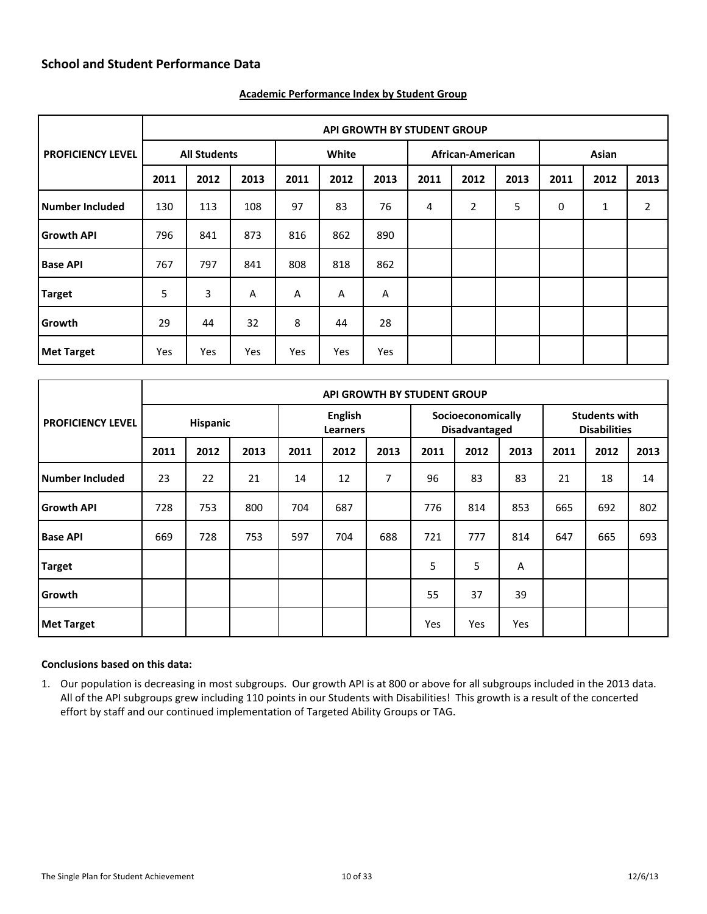## School and Student Performance Data

**Academic Performance Index by Student Group**

| PROFICIENCY LEVEL | API GROWTH BY STUDENT GROUP | | | | | | | | | | | |
|---|---|---|---|---|---|---|---|---|---|---|---|---|
| | All Students | | | White | | | African-American | | | Asian | | |
| | 2011 | 2012 | 2013 | 2011 | 2012 | 2013 | 2011 | 2012 | 2013 | 2011 | 2012 | 2013 |
| Number Included | 130 | 113 | 108 | 97 | 83 | 76 | 4 | 2 | 5 | 0 | 1 | 2 |
| Growth API | 796 | 841 | 873 | 816 | 862 | 890 | | | | | | |
| Base API | 767 | 797 | 841 | 808 | 818 | 862 | | | | | | |
| Target | 5 | 3 | A | A | A | A | | | | | | |
| Growth | 29 | 44 | 32 | 8 | 44 | 28 | | | | | | |
| Met Target | Yes | Yes | Yes | Yes | Yes | Yes | | | | | | |

| PROFICIENCY LEVEL | API GROWTH BY STUDENT GROUP | | | | | | | | | | | |
|---|---|---|---|---|---|---|---|---|---|---|---|---|
| | Hispanic | | | English Learners | | | Socioeconomically Disadvantaged | | | Students with Disabilities | | |
| | 2011 | 2012 | 2013 | 2011 | 2012 | 2013 | 2011 | 2012 | 2013 | 2011 | 2012 | 2013 |
| Number Included | 23 | 22 | 21 | 14 | 12 | 7 | 96 | 83 | 83 | 21 | 18 | 14 |
| Growth API | 728 | 753 | 800 | 704 | 687 | | 776 | 814 | 853 | 665 | 692 | 802 |
| Base API | 669 | 728 | 753 | 597 | 704 | 688 | 721 | 777 | 814 | 647 | 665 | 693 |
| Target | | | | | | | 5 | 5 | A | | | |
| Growth | | | | | | | 55 | 37 | 39 | | | |
| Met Target | | | | | | | Yes | Yes | Yes | | | |

**Conclusions based on this data:**

1. Our population is decreasing in most subgroups. Our growth API is at 800 or above for all subgroups included in the 2013 data. All of the API subgroups grew including 110 points in our Students with Disabilities! This growth is a result of the concerted effort by staff and our continued implementation of Targeted Ability Groups or TAG.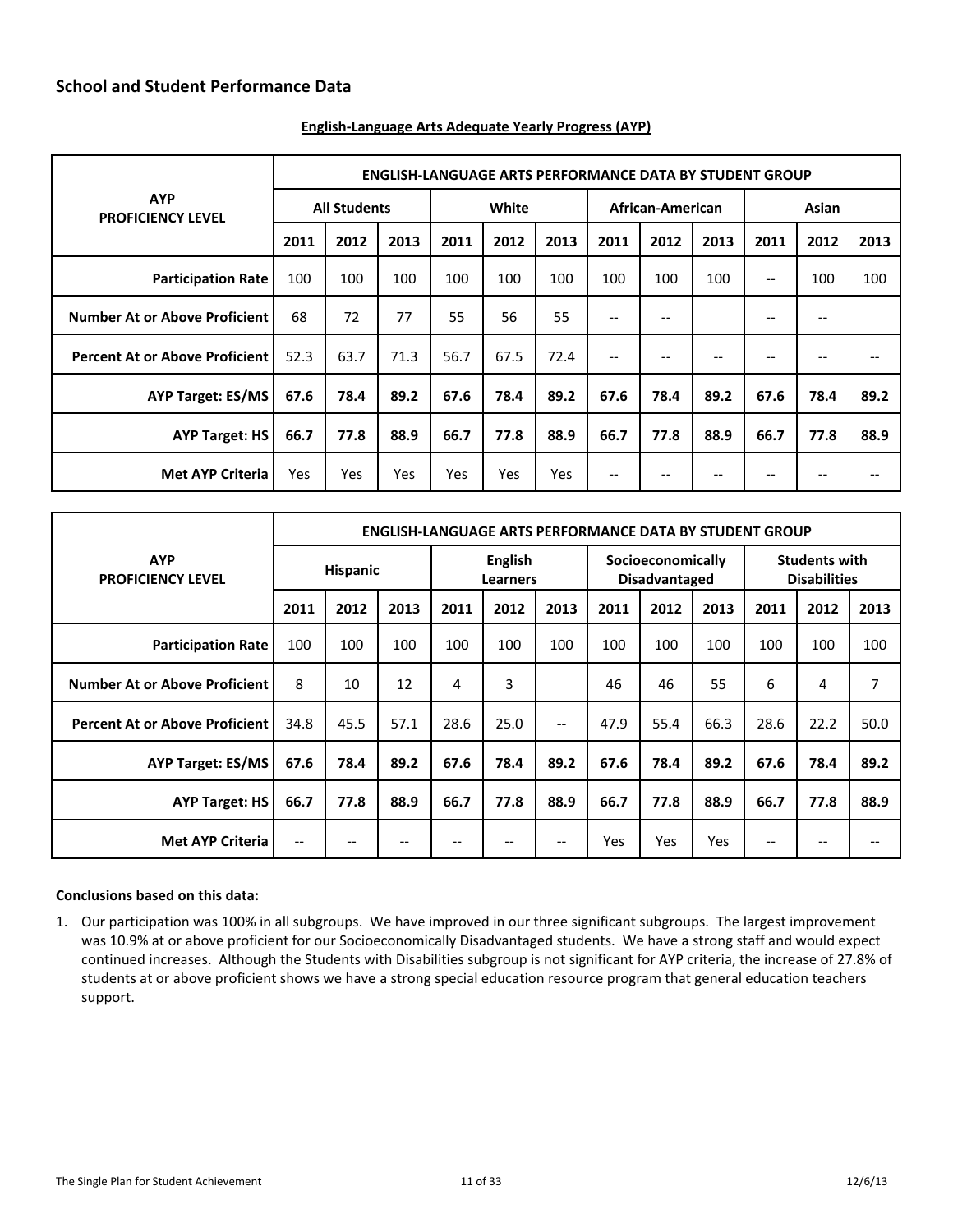## School and Student Performance Data

**English-Language Arts Adequate Yearly Progress (AYP)**

| AYP PROFICIENCY LEVEL | ENGLISH-LANGUAGE ARTS PERFORMANCE DATA BY STUDENT GROUP | | | | | | | | | | | |
|---|---|---|---|---|---|---|---|---|---|---|---|---|
| | All Students | | | White | | | African-American | | | Asian | | |
| | 2011 | 2012 | 2013 | 2011 | 2012 | 2013 | 2011 | 2012 | 2013 | 2011 | 2012 | 2013 |
| **Participation Rate** | 100 | 100 | 100 | 100 | 100 | 100 | 100 | 100 | 100 | -- | 100 | 100 |
| **Number At or Above Proficient** | 68 | 72 | 77 | 55 | 56 | 55 | -- | -- | | -- | -- | |
| **Percent At or Above Proficient** | 52.3 | 63.7 | 71.3 | 56.7 | 67.5 | 72.4 | -- | -- | -- | -- | -- | -- |
| **AYP Target: ES/MS** | **67.6** | **78.4** | **89.2** | **67.6** | **78.4** | **89.2** | **67.6** | **78.4** | **89.2** | **67.6** | **78.4** | **89.2** |
| **AYP Target: HS** | **66.7** | **77.8** | **88.9** | **66.7** | **77.8** | **88.9** | **66.7** | **77.8** | **88.9** | **66.7** | **77.8** | **88.9** |
| **Met AYP Criteria** | Yes | Yes | Yes | Yes | Yes | Yes | -- | -- | -- | -- | -- | -- |

| AYP PROFICIENCY LEVEL | ENGLISH-LANGUAGE ARTS PERFORMANCE DATA BY STUDENT GROUP | | | | | | | | | | | |
|---|---|---|---|---|---|---|---|---|---|---|---|---|
| | Hispanic | | | English Learners | | | Socioeconomically Disadvantaged | | | Students with Disabilities | | |
| | 2011 | 2012 | 2013 | 2011 | 2012 | 2013 | 2011 | 2012 | 2013 | 2011 | 2012 | 2013 |
| **Participation Rate** | 100 | 100 | 100 | 100 | 100 | 100 | 100 | 100 | 100 | 100 | 100 | 100 |
| **Number At or Above Proficient** | 8 | 10 | 12 | 4 | 3 | | 46 | 46 | 55 | 6 | 4 | 7 |
| **Percent At or Above Proficient** | 34.8 | 45.5 | 57.1 | 28.6 | 25.0 | -- | 47.9 | 55.4 | 66.3 | 28.6 | 22.2 | 50.0 |
| **AYP Target: ES/MS** | **67.6** | **78.4** | **89.2** | **67.6** | **78.4** | **89.2** | **67.6** | **78.4** | **89.2** | **67.6** | **78.4** | **89.2** |
| **AYP Target: HS** | **66.7** | **77.8** | **88.9** | **66.7** | **77.8** | **88.9** | **66.7** | **77.8** | **88.9** | **66.7** | **77.8** | **88.9** |
| **Met AYP Criteria** | -- | -- | -- | -- | -- | -- | Yes | Yes | Yes | -- | -- | -- |

**Conclusions based on this data:**

1. Our participation was 100% in all subgroups. We have improved in our three significant subgroups. The largest improvement was 10.9% at or above proficient for our Socioeconomically Disadvantaged students. We have a strong staff and would expect continued increases. Although the Students with Disabilities subgroup is not significant for AYP criteria, the increase of 27.8% of students at or above proficient shows we have a strong special education resource program that general education teachers support.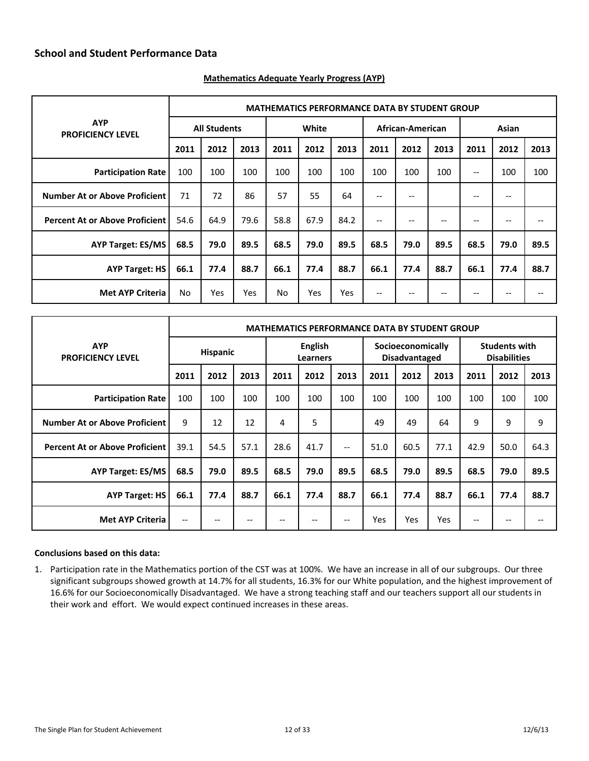## School and Student Performance Data

**Mathematics Adequate Yearly Progress (AYP)**

| AYP PROFICIENCY LEVEL | MATHEMATICS PERFORMANCE DATA BY STUDENT GROUP | | | | | | | | | | | |
|---|---|---|---|---|---|---|---|---|---|---|---|---|
| | All Students | | | White | | | African-American | | | Asian | | |
| | 2011 | 2012 | 2013 | 2011 | 2012 | 2013 | 2011 | 2012 | 2013 | 2011 | 2012 | 2013 |
| **Participation Rate** | 100 | 100 | 100 | 100 | 100 | 100 | 100 | 100 | 100 | -- | 100 | 100 |
| **Number At or Above Proficient** | 71 | 72 | 86 | 57 | 55 | 64 | -- | -- | | -- | -- | |
| **Percent At or Above Proficient** | 54.6 | 64.9 | 79.6 | 58.8 | 67.9 | 84.2 | -- | -- | -- | -- | -- | -- |
| **AYP Target: ES/MS** | **68.5** | **79.0** | **89.5** | **68.5** | **79.0** | **89.5** | **68.5** | **79.0** | **89.5** | **68.5** | **79.0** | **89.5** |
| **AYP Target: HS** | **66.1** | **77.4** | **88.7** | **66.1** | **77.4** | **88.7** | **66.1** | **77.4** | **88.7** | **66.1** | **77.4** | **88.7** |
| **Met AYP Criteria** | No | Yes | Yes | No | Yes | Yes | -- | -- | -- | -- | -- | -- |

| AYP PROFICIENCY LEVEL | MATHEMATICS PERFORMANCE DATA BY STUDENT GROUP | | | | | | | | | | | |
|---|---|---|---|---|---|---|---|---|---|---|---|---|
| | Hispanic | | | English Learners | | | Socioeconomically Disadvantaged | | | Students with Disabilities | | |
| | 2011 | 2012 | 2013 | 2011 | 2012 | 2013 | 2011 | 2012 | 2013 | 2011 | 2012 | 2013 |
| **Participation Rate** | 100 | 100 | 100 | 100 | 100 | 100 | 100 | 100 | 100 | 100 | 100 | 100 |
| **Number At or Above Proficient** | 9 | 12 | 12 | 4 | 5 | | 49 | 49 | 64 | 9 | 9 | 9 |
| **Percent At or Above Proficient** | 39.1 | 54.5 | 57.1 | 28.6 | 41.7 | -- | 51.0 | 60.5 | 77.1 | 42.9 | 50.0 | 64.3 |
| **AYP Target: ES/MS** | **68.5** | **79.0** | **89.5** | **68.5** | **79.0** | **89.5** | **68.5** | **79.0** | **89.5** | **68.5** | **79.0** | **89.5** |
| **AYP Target: HS** | **66.1** | **77.4** | **88.7** | **66.1** | **77.4** | **88.7** | **66.1** | **77.4** | **88.7** | **66.1** | **77.4** | **88.7** |
| **Met AYP Criteria** | -- | -- | -- | -- | -- | -- | Yes | Yes | Yes | -- | -- | -- |

**Conclusions based on this data:**

1. Participation rate in the Mathematics portion of the CST was at 100%. We have an increase in all of our subgroups. Our three significant subgroups showed growth at 14.7% for all students, 16.3% for our White population, and the highest improvement of 16.6% for our Socioeconomically Disadvantaged. We have a strong teaching staff and our teachers support all our students in their work and effort. We would expect continued increases in these areas.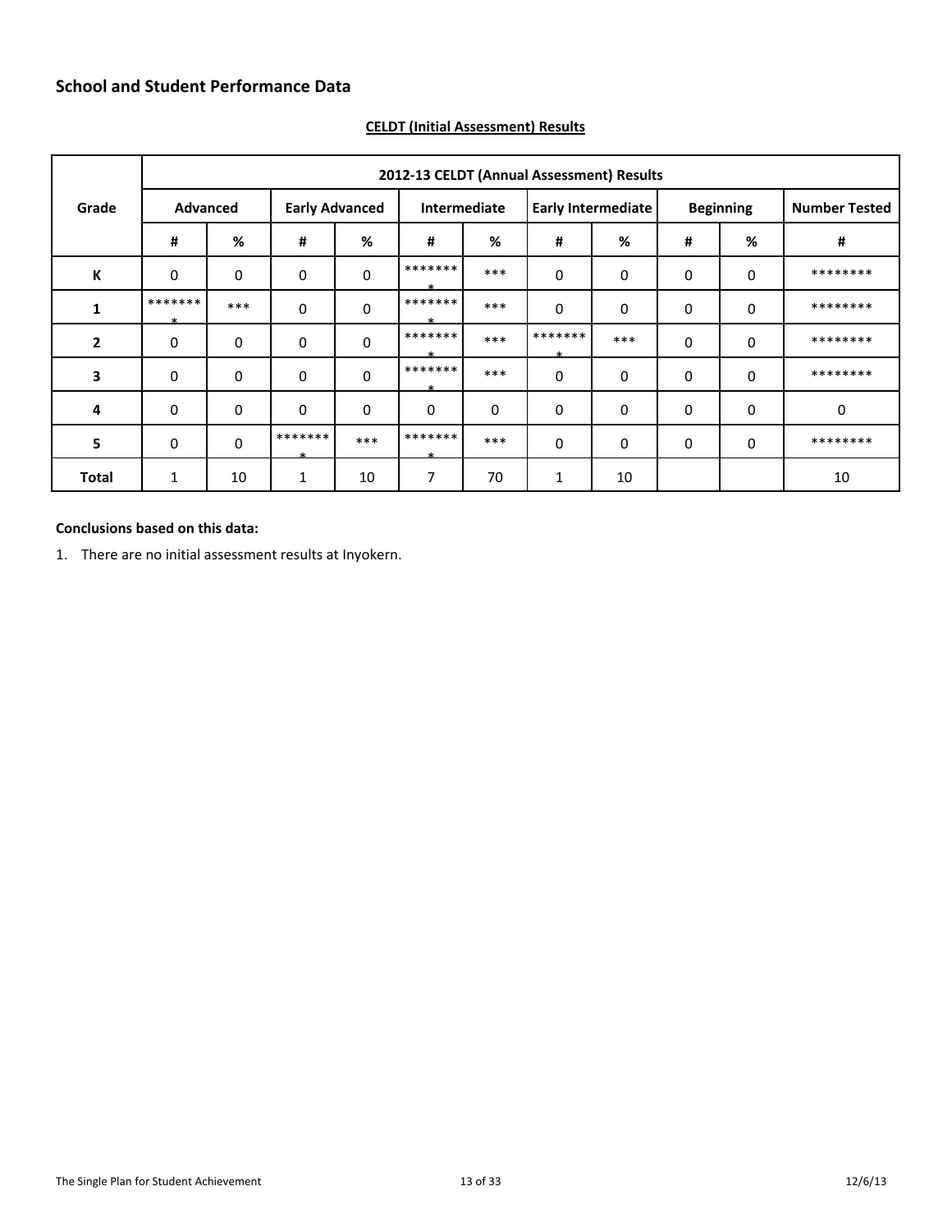## School and Student Performance Data

**CELDT (Initial Assessment) Results**

| Grade | 2012-13 CELDT (Annual Assessment) Results | | | | | | | | | | |
|---|---|---|---|---|---|---|---|---|---|---|---|
| | Advanced | | Early Advanced | | Intermediate | | Early Intermediate | | Beginning | | Number Tested |
| | # | % | # | % | # | % | # | % | # | % | # |
| K | 0 | 0 | 0 | 0 | ******** | *** | 0 | 0 | 0 | 0 | ******** |
| 1 | ******** | *** | 0 | 0 | ******** | *** | 0 | 0 | 0 | 0 | ******** |
| 2 | 0 | 0 | 0 | 0 | ******** | *** | ******** | *** | 0 | 0 | ******** |
| 3 | 0 | 0 | 0 | 0 | ******** | *** | 0 | 0 | 0 | 0 | ******** |
| 4 | 0 | 0 | 0 | 0 | 0 | 0 | 0 | 0 | 0 | 0 | 0 |
| 5 | 0 | 0 | ******** | *** | ******** | *** | 0 | 0 | 0 | 0 | ******** |
| **Total** | 1 | 10 | 1 | 10 | 7 | 70 | 1 | 10 | | | 10 |

**Conclusions based on this data:**

1. There are no initial assessment results at Inyokern.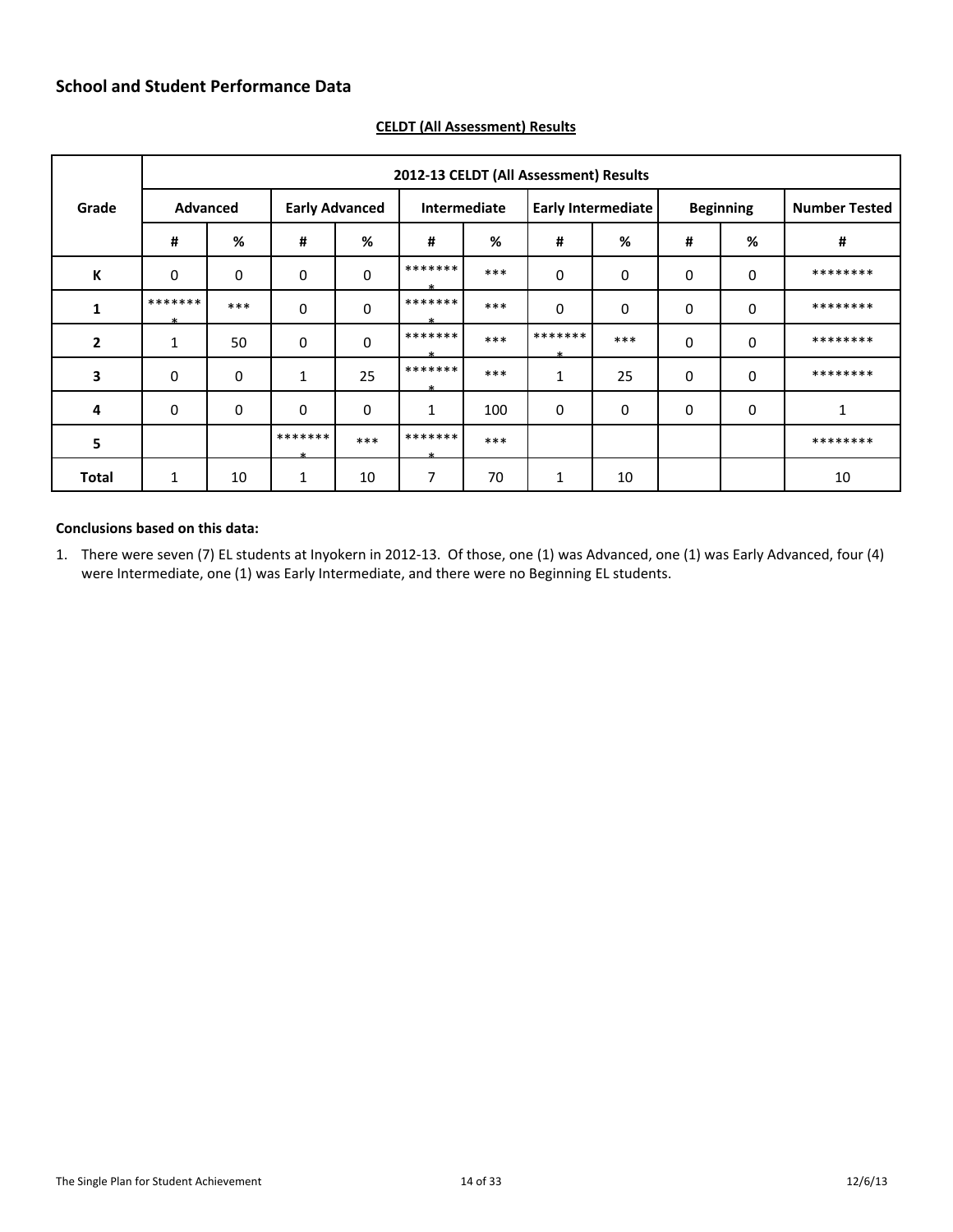## School and Student Performance Data

**CELDT (All Assessment) Results**

| Grade | 2012-13 CELDT (All Assessment) Results | | | | | | | | | | |
|---|---|---|---|---|---|---|---|---|---|---|---|
| | Advanced | | Early Advanced | | Intermediate | | Early Intermediate | | Beginning | | Number Tested |
| | # | % | # | % | # | % | # | % | # | % | # |
| K | 0 | 0 | 0 | 0 | ******** | *** | 0 | 0 | 0 | 0 | ******** |
| 1 | ******** | *** | 0 | 0 | ******** | *** | 0 | 0 | 0 | 0 | ******** |
| 2 | 1 | 50 | 0 | 0 | ******** | *** | ******** | *** | 0 | 0 | ******** |
| 3 | 0 | 0 | 1 | 25 | ******** | *** | 1 | 25 | 0 | 0 | ******** |
| 4 | 0 | 0 | 0 | 0 | 1 | 100 | 0 | 0 | 0 | 0 | 1 |
| 5 | | | ******** | *** | ******** | *** | | | | | ******** |
| Total | 1 | 10 | 1 | 10 | 7 | 70 | 1 | 10 | | | 10 |

**Conclusions based on this data:**

1. There were seven (7) EL students at Inyokern in 2012-13. Of those, one (1) was Advanced, one (1) was Early Advanced, four (4) were Intermediate, one (1) was Early Intermediate, and there were no Beginning EL students.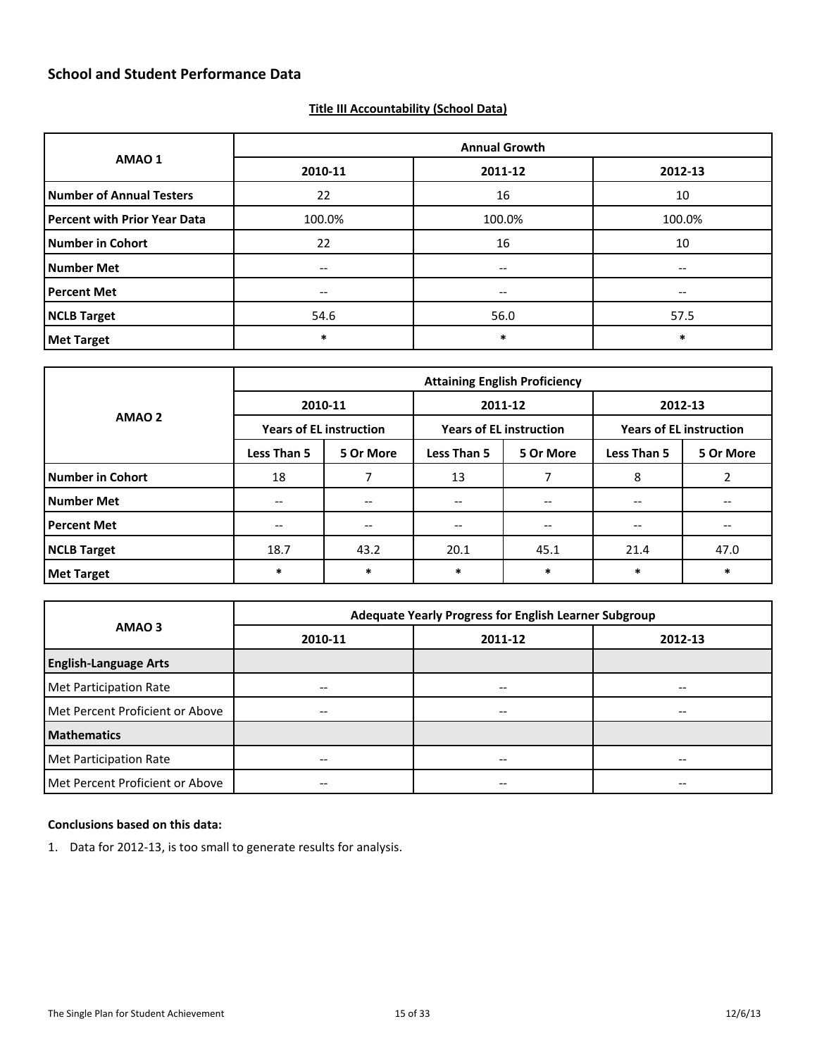## School and Student Performance Data

**Title III Accountability (School Data)**

| AMAO 1 | Annual Growth | | |
|---|---|---|---|
| | 2010-11 | 2011-12 | 2012-13 |
| **Number of Annual Testers** | 22 | 16 | 10 |
| **Percent with Prior Year Data** | 100.0% | 100.0% | 100.0% |
| **Number in Cohort** | 22 | 16 | 10 |
| **Number Met** | -- | -- | -- |
| **Percent Met** | -- | -- | -- |
| **NCLB Target** | 54.6 | 56.0 | 57.5 |
| **Met Target** | * | * | * |

| AMAO 2 | Attaining English Proficiency | | | | | |
|---|---|---|---|---|---|---|
| | 2010-11 | | 2011-12 | | 2012-13 | |
| | Years of EL instruction | | Years of EL instruction | | Years of EL instruction | |
| | Less Than 5 | 5 Or More | Less Than 5 | 5 Or More | Less Than 5 | 5 Or More |
| **Number in Cohort** | 18 | 7 | 13 | 7 | 8 | 2 |
| **Number Met** | -- | -- | -- | -- | -- | -- |
| **Percent Met** | -- | -- | -- | -- | -- | -- |
| **NCLB Target** | 18.7 | 43.2 | 20.1 | 45.1 | 21.4 | 47.0 |
| **Met Target** | * | * | * | * | * | * |

| AMAO 3 | Adequate Yearly Progress for English Learner Subgroup | | |
|---|---|---|---|
| | 2010-11 | 2011-12 | 2012-13 |
| **English-Language Arts** | | | |
| Met Participation Rate | -- | -- | -- |
| Met Percent Proficient or Above | -- | -- | -- |
| **Mathematics** | | | |
| Met Participation Rate | -- | -- | -- |
| Met Percent Proficient or Above | -- | -- | -- |

**Conclusions based on this data:**

1. Data for 2012-13, is too small to generate results for analysis.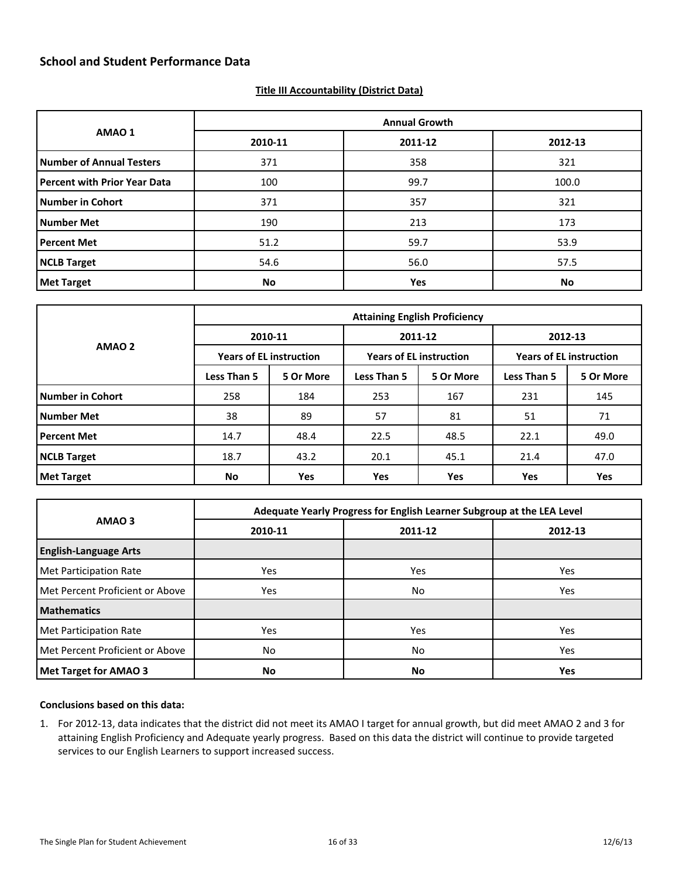## School and Student Performance Data

**Title III Accountability (District Data)**

| AMAO 1 | Annual Growth | | |
|---|---|---|---|
| | 2010-11 | 2011-12 | 2012-13 |
| **Number of Annual Testers** | 371 | 358 | 321 |
| **Percent with Prior Year Data** | 100 | 99.7 | 100.0 |
| **Number in Cohort** | 371 | 357 | 321 |
| **Number Met** | 190 | 213 | 173 |
| **Percent Met** | 51.2 | 59.7 | 53.9 |
| **NCLB Target** | 54.6 | 56.0 | 57.5 |
| **Met Target** | **No** | **Yes** | **No** |

| AMAO 2 | Attaining English Proficiency | | | | | |
|---|---|---|---|---|---|---|
| | 2010-11 | | 2011-12 | | 2012-13 | |
| | Years of EL instruction | | Years of EL instruction | | Years of EL instruction | |
| | Less Than 5 | 5 Or More | Less Than 5 | 5 Or More | Less Than 5 | 5 Or More |
| **Number in Cohort** | 258 | 184 | 253 | 167 | 231 | 145 |
| **Number Met** | 38 | 89 | 57 | 81 | 51 | 71 |
| **Percent Met** | 14.7 | 48.4 | 22.5 | 48.5 | 22.1 | 49.0 |
| **NCLB Target** | 18.7 | 43.2 | 20.1 | 45.1 | 21.4 | 47.0 |
| **Met Target** | **No** | **Yes** | **Yes** | **Yes** | **Yes** | **Yes** |

| AMAO 3 | Adequate Yearly Progress for English Learner Subgroup at the LEA Level | | |
|---|---|---|---|
| | 2010-11 | 2011-12 | 2012-13 |
| **English-Language Arts** | | | |
| Met Participation Rate | Yes | Yes | Yes |
| Met Percent Proficient or Above | Yes | No | Yes |
| **Mathematics** | | | |
| Met Participation Rate | Yes | Yes | Yes |
| Met Percent Proficient or Above | No | No | Yes |
| **Met Target for AMAO 3** | **No** | **No** | **Yes** |

**Conclusions based on this data:**

1. For 2012-13, data indicates that the district did not meet its AMAO I target for annual growth, but did meet AMAO 2 and 3 for attaining English Proficiency and Adequate yearly progress. Based on this data the district will continue to provide targeted services to our English Learners to support increased success.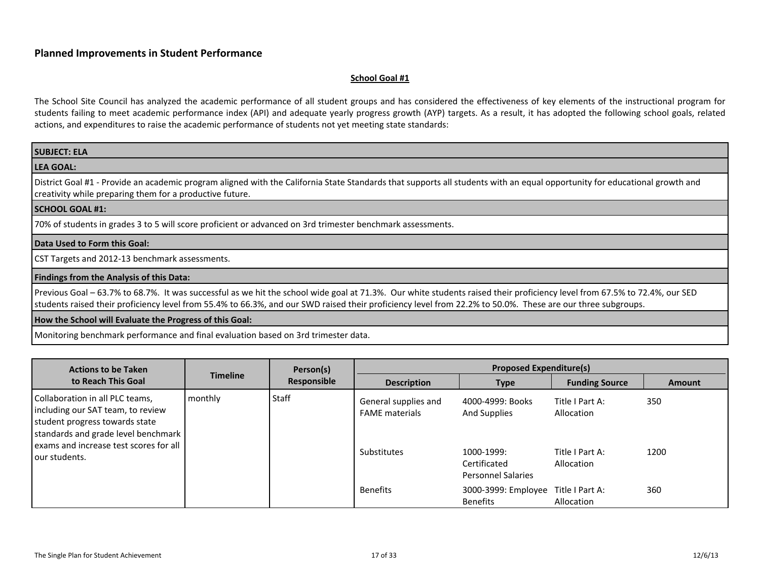## Planned Improvements in Student Performance

**School Goal #1**

The School Site Council has analyzed the academic performance of all student groups and has considered the effectiveness of key elements of the instructional program for students failing to meet academic performance index (API) and adequate yearly progress growth (AYP) targets. As a result, it has adopted the following school goals, related actions, and expenditures to raise the academic performance of students not yet meeting state standards:

**SUBJECT: ELA**

**LEA GOAL:**

District Goal #1 - Provide an academic program aligned with the California State Standards that supports all students with an equal opportunity for educational growth and creativity while preparing them for a productive future.

**SCHOOL GOAL #1:**

70% of students in grades 3 to 5 will score proficient or advanced on 3rd trimester benchmark assessments.

**Data Used to Form this Goal:**

CST Targets and 2012-13 benchmark assessments.

**Findings from the Analysis of this Data:**

Previous Goal – 63.7% to 68.7%. It was successful as we hit the school wide goal at 71.3%. Our white students raised their proficiency level from 67.5% to 72.4%, our SED students raised their proficiency level from 55.4% to 66.3%, and our SWD raised their proficiency level from 22.2% to 50.0%. These are our three subgroups.

**How the School will Evaluate the Progress of this Goal:**

Monitoring benchmark performance and final evaluation based on 3rd trimester data.

| Actions to be Taken to Reach This Goal | Timeline | Person(s) Responsible | Proposed Expenditure(s) | | | |
|---|---|---|---|---|---|---|
| | | | Description | Type | Funding Source | Amount |
| Collaboration in all PLC teams, including our SAT team, to review student progress towards state standards and grade level benchmark exams and increase test scores for all our students. | monthly | Staff | General supplies and FAME materials | 4000-4999: Books And Supplies | Title I Part A: Allocation | 350 |
| | | | Substitutes | 1000-1999: Certificated Personnel Salaries | Title I Part A: Allocation | 1200 |
| | | | Benefits | 3000-3999: Employee Benefits | Title I Part A: Allocation | 360 |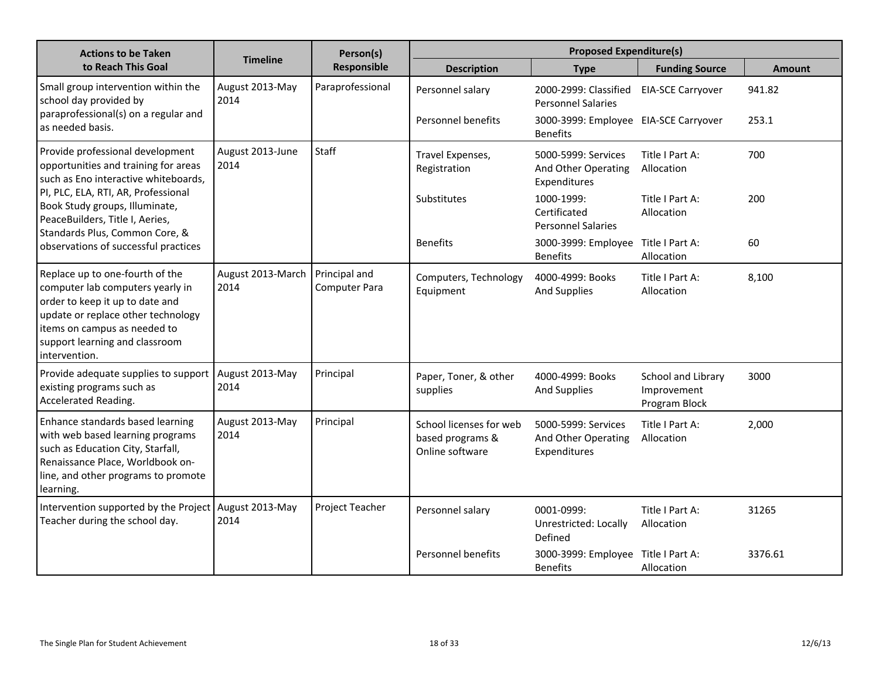| Actions to be Taken to Reach This Goal | Timeline | Person(s) Responsible | Proposed Expenditure(s) | | | |
|---|---|---|---|---|---|---|
| | | | Description | Type | Funding Source | Amount |
| Small group intervention within the school day provided by paraprofessional(s) on a regular and as needed basis. | August 2013-May 2014 | Paraprofessional | Personnel salary | 2000-2999: Classified Personnel Salaries | EIA-SCE Carryover | 941.82 |
| | | | Personnel benefits | 3000-3999: Employee Benefits | EIA-SCE Carryover | 253.1 |
| Provide professional development opportunities and training for areas such as Eno interactive whiteboards, PI, PLC, ELA, RTI, AR, Professional Book Study groups, Illuminate, PeaceBuilders, Title I, Aeries, Standards Plus, Common Core, & observations of successful practices | August 2013-June 2014 | Staff | Travel Expenses, Registration | 5000-5999: Services And Other Operating Expenditures | Title I Part A: Allocation | 700 |
| | | | Substitutes | 1000-1999: Certificated Personnel Salaries | Title I Part A: Allocation | 200 |
| | | | Benefits | 3000-3999: Employee Benefits | Title I Part A: Allocation | 60 |
| Replace up to one-fourth of the computer lab computers yearly in order to keep it up to date and update or replace other technology items on campus as needed to support learning and classroom intervention. | August 2013-March 2014 | Principal and Computer Para | Computers, Technology Equipment | 4000-4999: Books And Supplies | Title I Part A: Allocation | 8,100 |
| Provide adequate supplies to support existing programs such as Accelerated Reading. | August 2013-May 2014 | Principal | Paper, Toner, & other supplies | 4000-4999: Books And Supplies | School and Library Improvement Program Block | 3000 |
| Enhance standards based learning with web based learning programs such as Education City, Starfall, Renaissance Place, Worldbook on-line, and other programs to promote learning. | August 2013-May 2014 | Principal | School licenses for web based programs & Online software | 5000-5999: Services And Other Operating Expenditures | Title I Part A: Allocation | 2,000 |
| Intervention supported by the Project Teacher during the school day. | August 2013-May 2014 | Project Teacher | Personnel salary | 0001-0999: Unrestricted: Locally Defined | Title I Part A: Allocation | 31265 |
| | | | Personnel benefits | 3000-3999: Employee Benefits | Title I Part A: Allocation | 3376.61 |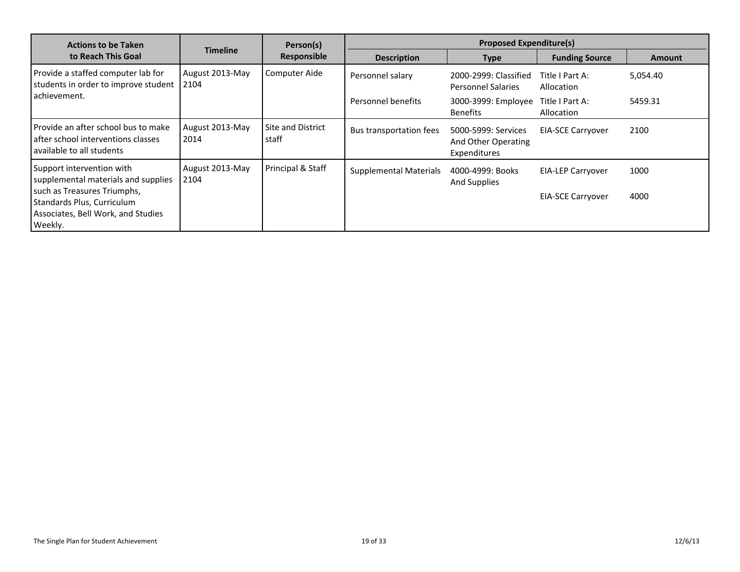| Actions to be Taken to Reach This Goal | Timeline | Person(s) Responsible | Proposed Expenditure(s) | | | |
|---|---|---|---|---|---|---|
| | | | Description | Type | Funding Source | Amount |
| Provide a staffed computer lab for students in order to improve student achievement. | August 2013-May 2104 | Computer Aide | Personnel salary | 2000-2999: Classified Personnel Salaries | Title I Part A: Allocation | 5,054.40 |
| | | | Personnel benefits | 3000-3999: Employee Benefits | Title I Part A: Allocation | 5459.31 |
| Provide an after school bus to make after school interventions classes available to all students | August 2013-May 2014 | Site and District staff | Bus transportation fees | 5000-5999: Services And Other Operating Expenditures | EIA-SCE Carryover | 2100 |
| Support intervention with supplemental materials and supplies such as Treasures Triumphs, Standards Plus, Curriculum Associates, Bell Work, and Studies Weekly. | August 2013-May 2104 | Principal & Staff | Supplemental Materials | 4000-4999: Books And Supplies | EIA-LEP Carryover | 1000 |
| | | | | | EIA-SCE Carryover | 4000 |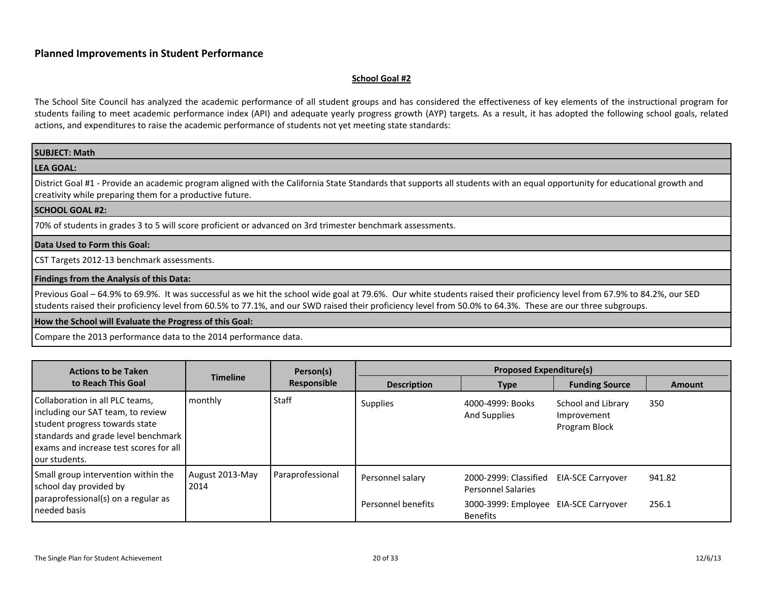## Planned Improvements in Student Performance

**School Goal #2**

The School Site Council has analyzed the academic performance of all student groups and has considered the effectiveness of key elements of the instructional program for students failing to meet academic performance index (API) and adequate yearly progress growth (AYP) targets. As a result, it has adopted the following school goals, related actions, and expenditures to raise the academic performance of students not yet meeting state standards:

| **SUBJECT: Math** |
|---|
| **LEA GOAL:** |
| District Goal #1 - Provide an academic program aligned with the California State Standards that supports all students with an equal opportunity for educational growth and creativity while preparing them for a productive future. |
| **SCHOOL GOAL #2:** |
| 70% of students in grades 3 to 5 will score proficient or advanced on 3rd trimester benchmark assessments. |
| **Data Used to Form this Goal:** |
| CST Targets 2012-13 benchmark assessments. |
| **Findings from the Analysis of this Data:** |
| Previous Goal – 64.9% to 69.9%. It was successful as we hit the school wide goal at 79.6%. Our white students raised their proficiency level from 67.9% to 84.2%, our SED students raised their proficiency level from 60.5% to 77.1%, and our SWD raised their proficiency level from 50.0% to 64.3%. These are our three subgroups. |
| **How the School will Evaluate the Progress of this Goal:** |
| Compare the 2013 performance data to the 2014 performance data. |

| Actions to be Taken to Reach This Goal | Timeline | Person(s) Responsible | Proposed Expenditure(s) | | | |
|---|---|---|---|---|---|---|
| | | | Description | Type | Funding Source | Amount |
| Collaboration in all PLC teams, including our SAT team, to review student progress towards state standards and grade level benchmark exams and increase test scores for all our students. | monthly | Staff | Supplies | 4000-4999: Books And Supplies | School and Library Improvement Program Block | 350 |
| Small group intervention within the school day provided by paraprofessional(s) on a regular as needed basis | August 2013-May 2014 | Paraprofessional | Personnel salary | 2000-2999: Classified Personnel Salaries | EIA-SCE Carryover | 941.82 |
| | | | Personnel benefits | 3000-3999: Employee Benefits | EIA-SCE Carryover | 256.1 |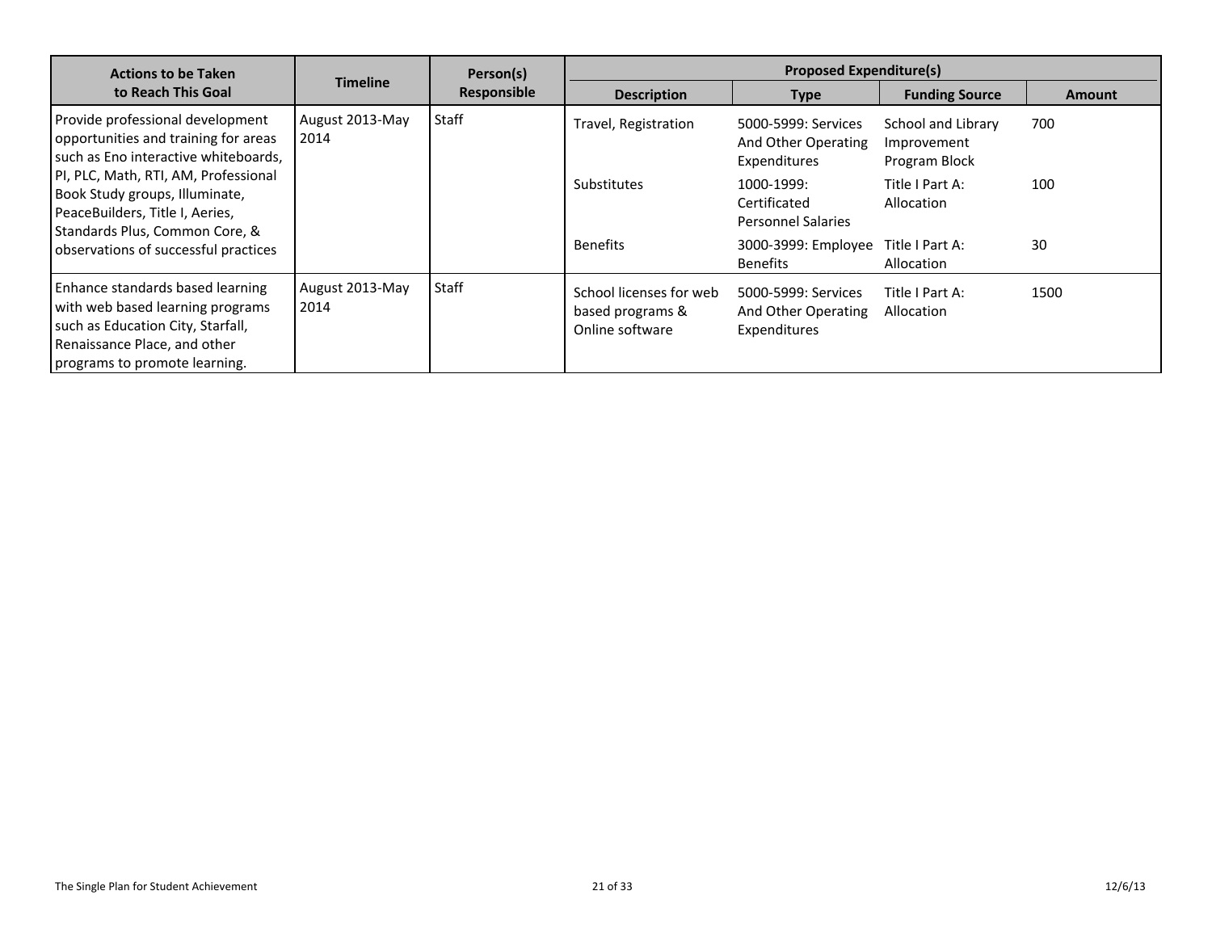| Actions to be Taken to Reach This Goal | Timeline | Person(s) Responsible | Proposed Expenditure(s) | | | |
|---|---|---|---|---|---|---|
| | | | Description | Type | Funding Source | Amount |
| Provide professional development opportunities and training for areas such as Eno interactive whiteboards, PI, PLC, Math, RTI, AM, Professional Book Study groups, Illuminate, PeaceBuilders, Title I, Aeries, Standards Plus, Common Core, & observations of successful practices | August 2013-May 2014 | Staff | Travel, Registration | 5000-5999: Services And Other Operating Expenditures | School and Library Improvement Program Block | 700 |
| | | | Substitutes | 1000-1999: Certificated Personnel Salaries | Title I Part A: Allocation | 100 |
| | | | Benefits | 3000-3999: Employee Benefits | Title I Part A: Allocation | 30 |
| Enhance standards based learning with web based learning programs such as Education City, Starfall, Renaissance Place, and other programs to promote learning. | August 2013-May 2014 | Staff | School licenses for web based programs & Online software | 5000-5999: Services And Other Operating Expenditures | Title I Part A: Allocation | 1500 |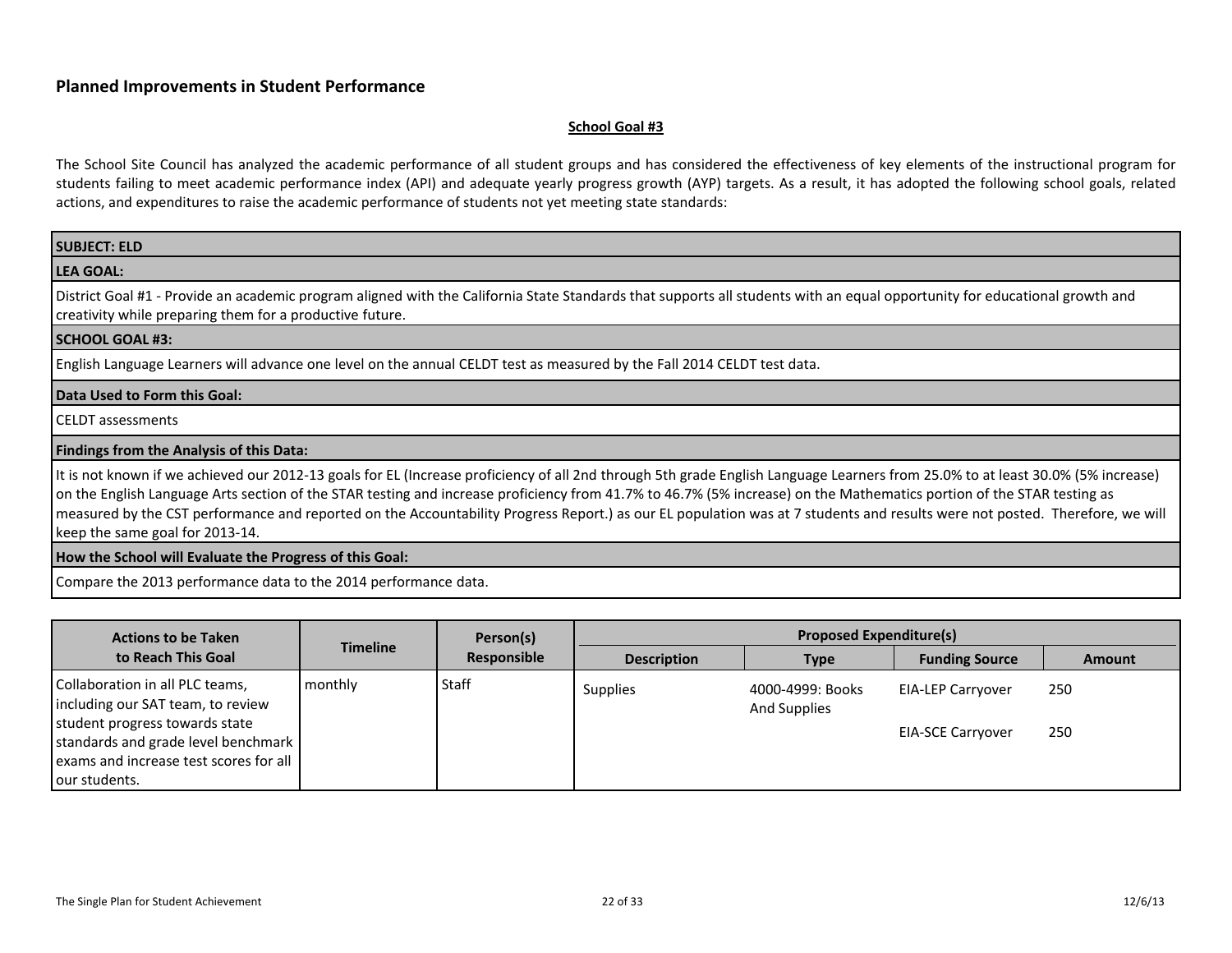## Planned Improvements in Student Performance

**School Goal #3**

The School Site Council has analyzed the academic performance of all student groups and has considered the effectiveness of key elements of the instructional program for students failing to meet academic performance index (API) and adequate yearly progress growth (AYP) targets. As a result, it has adopted the following school goals, related actions, and expenditures to raise the academic performance of students not yet meeting state standards:

**SUBJECT: ELD**

**LEA GOAL:**

District Goal #1 - Provide an academic program aligned with the California State Standards that supports all students with an equal opportunity for educational growth and creativity while preparing them for a productive future.

**SCHOOL GOAL #3:**

English Language Learners will advance one level on the annual CELDT test as measured by the Fall 2014 CELDT test data.

**Data Used to Form this Goal:**

CELDT assessments

**Findings from the Analysis of this Data:**

It is not known if we achieved our 2012-13 goals for EL (Increase proficiency of all 2nd through 5th grade English Language Learners from 25.0% to at least 30.0% (5% increase) on the English Language Arts section of the STAR testing and increase proficiency from 41.7% to 46.7% (5% increase) on the Mathematics portion of the STAR testing as measured by the CST performance and reported on the Accountability Progress Report.) as our EL population was at 7 students and results were not posted. Therefore, we will keep the same goal for 2013-14.

**How the School will Evaluate the Progress of this Goal:**

Compare the 2013 performance data to the 2014 performance data.

| Actions to be Taken to Reach This Goal | Timeline | Person(s) Responsible | Proposed Expenditure(s) | | | |
|---|---|---|---|---|---|---|
| | | | Description | Type | Funding Source | Amount |
| Collaboration in all PLC teams, including our SAT team, to review student progress towards state standards and grade level benchmark exams and increase test scores for all our students. | monthly | Staff | Supplies | 4000-4999: Books And Supplies | EIA-LEP Carryover | 250 |
| | | | | | EIA-SCE Carryover | 250 |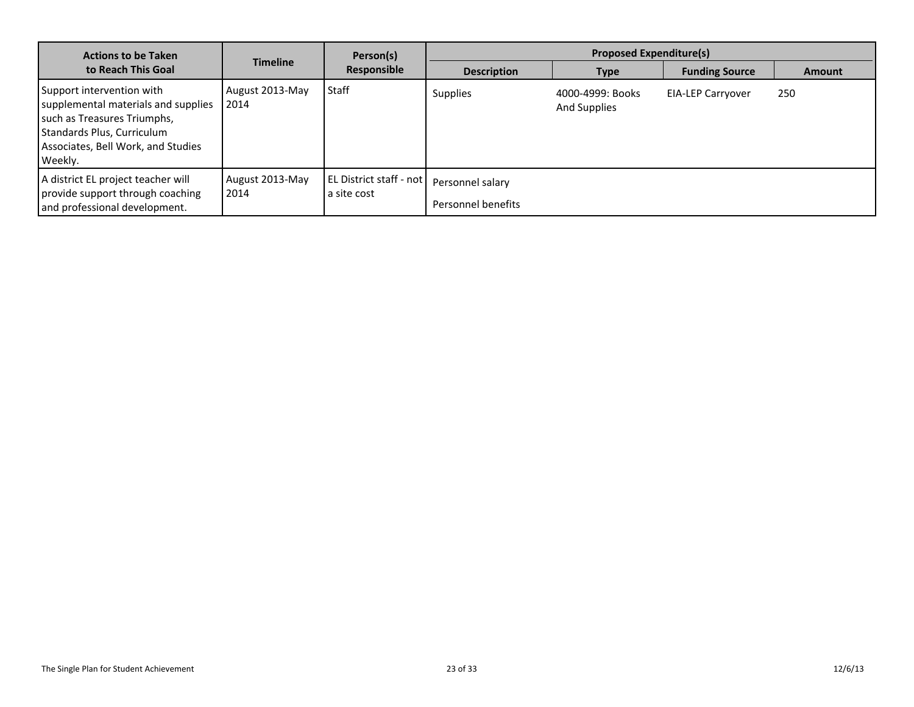| Actions to be Taken to Reach This Goal | Timeline | Person(s) Responsible | Proposed Expenditure(s) | | | |
|---|---|---|---|---|---|---|
| | | | Description | Type | Funding Source | Amount |
| Support intervention with supplemental materials and supplies such as Treasures Triumphs, Standards Plus, Curriculum Associates, Bell Work, and Studies Weekly. | August 2013-May 2014 | Staff | Supplies | 4000-4999: Books And Supplies | EIA-LEP Carryover | 250 |
| A district EL project teacher will provide support through coaching and professional development. | August 2013-May 2014 | EL District staff - not a site cost | Personnel salary<br>Personnel benefits | | | |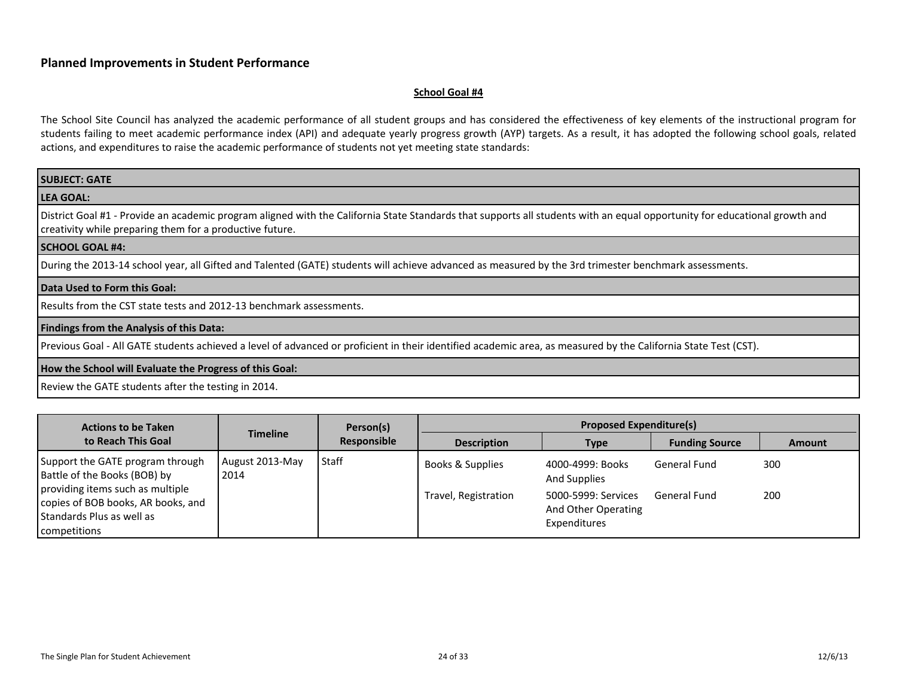## Planned Improvements in Student Performance

### School Goal #4

The School Site Council has analyzed the academic performance of all student groups and has considered the effectiveness of key elements of the instructional program for students failing to meet academic performance index (API) and adequate yearly progress growth (AYP) targets. As a result, it has adopted the following school goals, related actions, and expenditures to raise the academic performance of students not yet meeting state standards:

**SUBJECT: GATE**

**LEA GOAL:**

District Goal #1 - Provide an academic program aligned with the California State Standards that supports all students with an equal opportunity for educational growth and creativity while preparing them for a productive future.

**SCHOOL GOAL #4:**

During the 2013-14 school year, all Gifted and Talented (GATE) students will achieve advanced as measured by the 3rd trimester benchmark assessments.

**Data Used to Form this Goal:**

Results from the CST state tests and 2012-13 benchmark assessments.

**Findings from the Analysis of this Data:**

Previous Goal - All GATE students achieved a level of advanced or proficient in their identified academic area, as measured by the California State Test (CST).

**How the School will Evaluate the Progress of this Goal:**

Review the GATE students after the testing in 2014.

| Actions to be Taken to Reach This Goal | Timeline | Person(s) Responsible | Proposed Expenditure(s) | | | |
|---|---|---|---|---|---|---|
| | | | Description | Type | Funding Source | Amount |
| Support the GATE program through Battle of the Books (BOB) by providing items such as multiple copies of BOB books, AR books, and Standards Plus as well as competitions | August 2013-May 2014 | Staff | Books & Supplies | 4000-4999: Books And Supplies | General Fund | 300 |
| | | | Travel, Registration | 5000-5999: Services And Other Operating Expenditures | General Fund | 200 |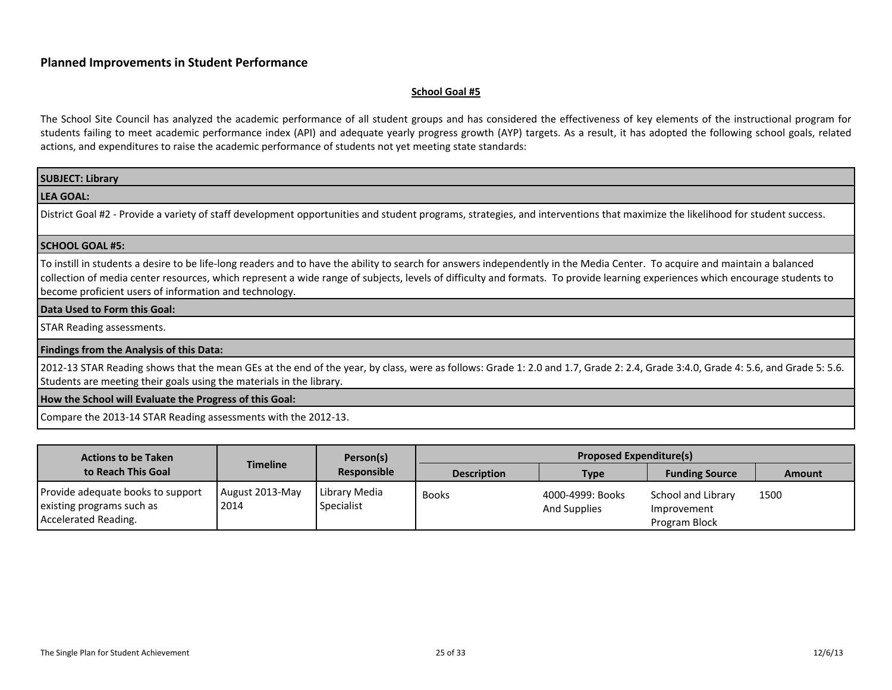## Planned Improvements in Student Performance

### School Goal #5

The School Site Council has analyzed the academic performance of all student groups and has considered the effectiveness of key elements of the instructional program for students failing to meet academic performance index (API) and adequate yearly progress growth (AYP) targets. As a result, it has adopted the following school goals, related actions, and expenditures to raise the academic performance of students not yet meeting state standards:

| **SUBJECT: Library** |
|---|
| **LEA GOAL:** |
| District Goal #2 - Provide a variety of staff development opportunities and student programs, strategies, and interventions that maximize the likelihood for student success. |
| **SCHOOL GOAL #5:** |
| To instill in students a desire to be life-long readers and to have the ability to search for answers independently in the Media Center. To acquire and maintain a balanced collection of media center resources, which represent a wide range of subjects, levels of difficulty and formats. To provide learning experiences which encourage students to become proficient users of information and technology. |
| **Data Used to Form this Goal:** |
| STAR Reading assessments. |
| **Findings from the Analysis of this Data:** |
| 2012-13 STAR Reading shows that the mean GEs at the end of the year, by class, were as follows: Grade 1: 2.0 and 1.7, Grade 2: 2.4, Grade 3:4.0, Grade 4: 5.6, and Grade 5: 5.6. Students are meeting their goals using the materials in the library. |
| **How the School will Evaluate the Progress of this Goal:** |
| Compare the 2013-14 STAR Reading assessments with the 2012-13. |

| Actions to be Taken to Reach This Goal | Timeline | Person(s) Responsible | Proposed Expenditure(s) | | | |
|---|---|---|---|---|---|---|
| | | | Description | Type | Funding Source | Amount |
| Provide adequate books to support existing programs such as Accelerated Reading. | August 2013-May 2014 | Library Media Specialist | Books | 4000-4999: Books And Supplies | School and Library Improvement Program Block | 1500 |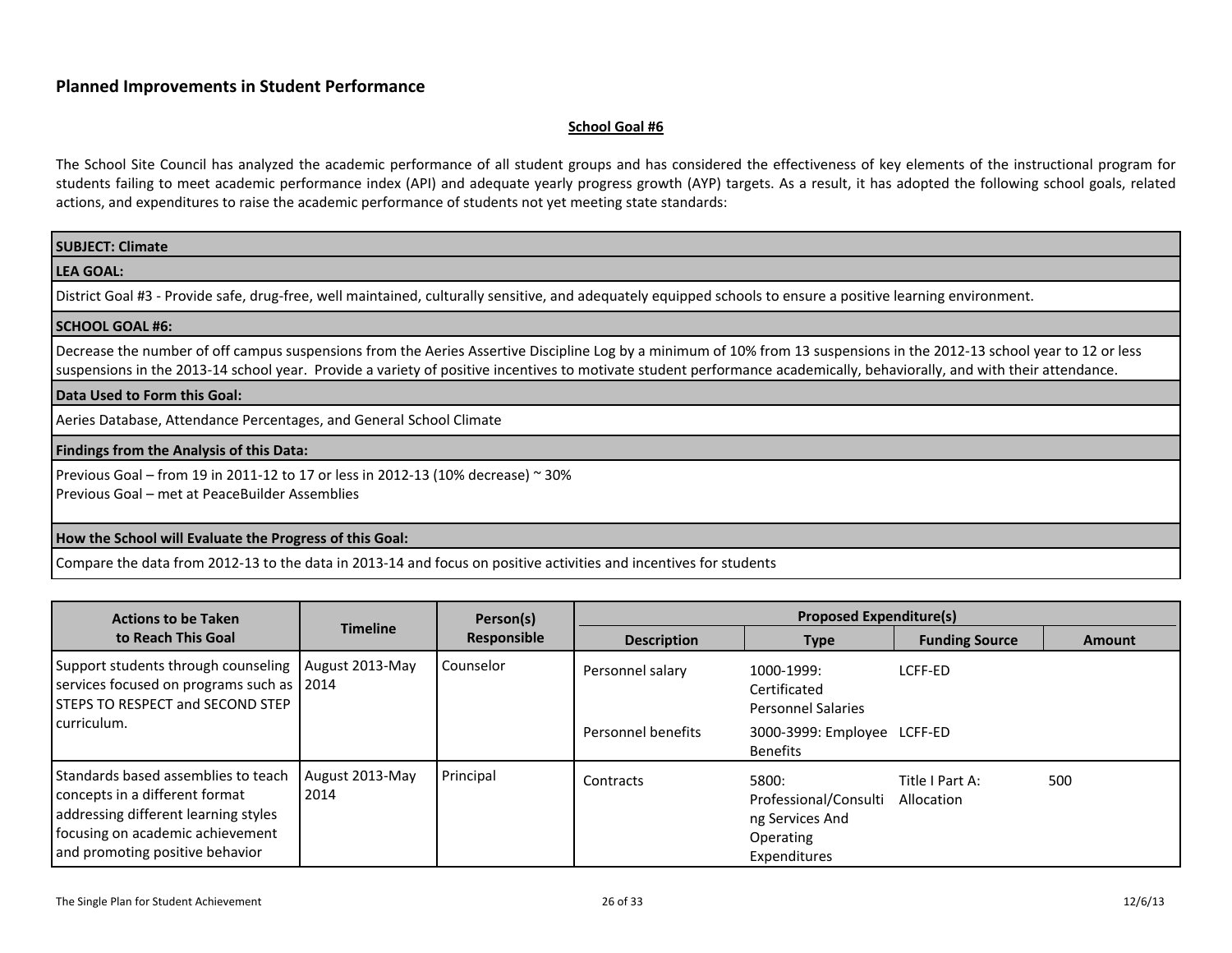## Planned Improvements in Student Performance

**School Goal #6**

The School Site Council has analyzed the academic performance of all student groups and has considered the effectiveness of key elements of the instructional program for students failing to meet academic performance index (API) and adequate yearly progress growth (AYP) targets. As a result, it has adopted the following school goals, related actions, and expenditures to raise the academic performance of students not yet meeting state standards:

| **SUBJECT: Climate** |
|---|
| **LEA GOAL:** |
| District Goal #3 - Provide safe, drug-free, well maintained, culturally sensitive, and adequately equipped schools to ensure a positive learning environment. |
| **SCHOOL GOAL #6:** |
| Decrease the number of off campus suspensions from the Aeries Assertive Discipline Log by a minimum of 10% from 13 suspensions in the 2012-13 school year to 12 or less suspensions in the 2013-14 school year. Provide a variety of positive incentives to motivate student performance academically, behaviorally, and with their attendance. |
| **Data Used to Form this Goal:** |
| Aeries Database, Attendance Percentages, and General School Climate |
| **Findings from the Analysis of this Data:** |
| Previous Goal – from 19 in 2011-12 to 17 or less in 2012-13 (10% decrease) ~ 30%<br>Previous Goal – met at PeaceBuilder Assemblies |
| **How the School will Evaluate the Progress of this Goal:** |
| Compare the data from 2012-13 to the data in 2013-14 and focus on positive activities and incentives for students |

| Actions to be Taken to Reach This Goal | Timeline | Person(s) Responsible | Proposed Expenditure(s) | | | |
|---|---|---|---|---|---|---|
| | | | **Description** | **Type** | **Funding Source** | **Amount** |
| Support students through counseling services focused on programs such as STEPS TO RESPECT and SECOND STEP curriculum. | August 2013-May 2014 | Counselor | Personnel salary | 1000-1999: Certificated Personnel Salaries | LCFF-ED | |
| | | | Personnel benefits | 3000-3999: Employee Benefits | LCFF-ED | |
| Standards based assemblies to teach concepts in a different format addressing different learning styles focusing on academic achievement and promoting positive behavior | August 2013-May 2014 | Principal | Contracts | 5800: Professional/Consulting Services And Operating Expenditures | Title I Part A: Allocation | 500 |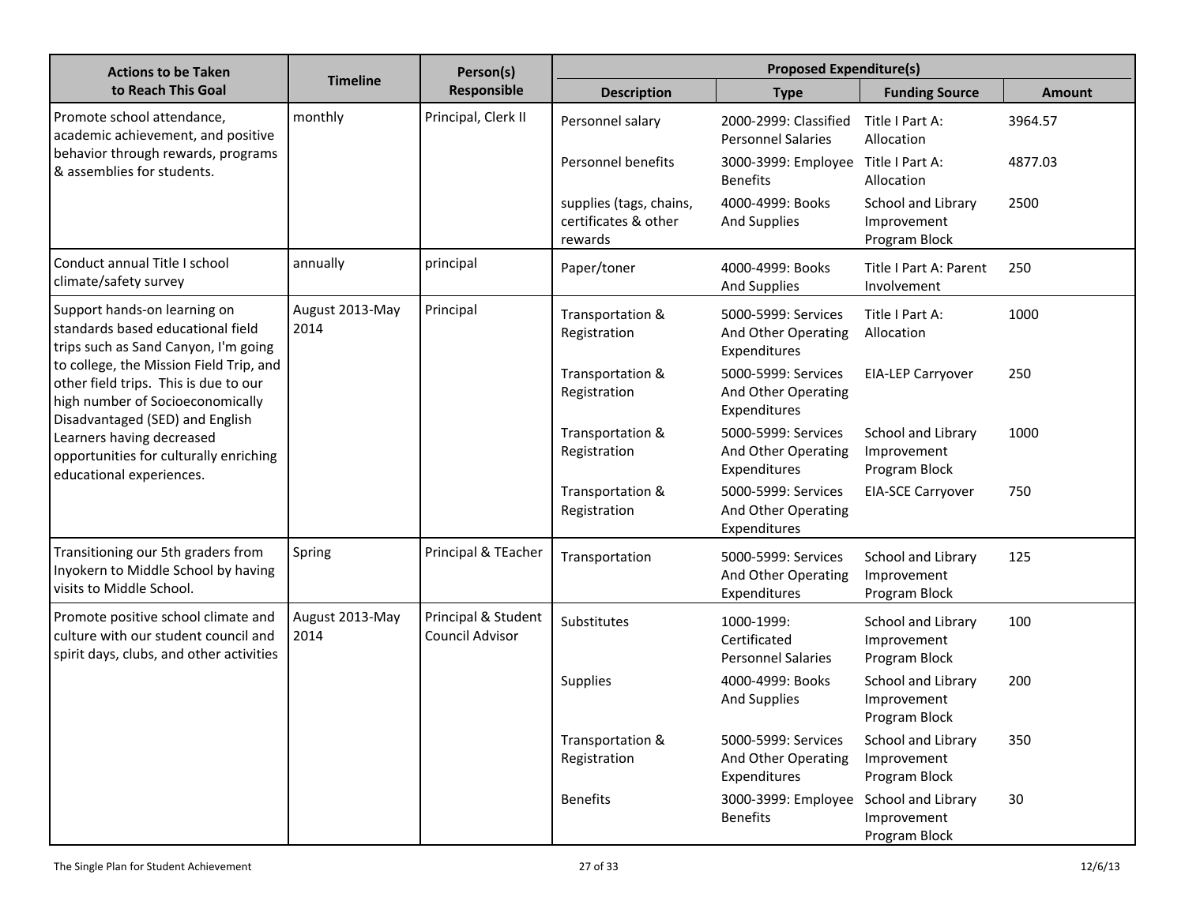| Actions to be Taken to Reach This Goal | Timeline | Person(s) Responsible | Proposed Expenditure(s) | | | |
|---|---|---|---|---|---|---|
| | | | Description | Type | Funding Source | Amount |
| Promote school attendance, academic achievement, and positive behavior through rewards, programs & assemblies for students. | monthly | Principal, Clerk II | Personnel salary | 2000-2999: Classified Personnel Salaries | Title I Part A: Allocation | 3964.57 |
| | | | Personnel benefits | 3000-3999: Employee Benefits | Title I Part A: Allocation | 4877.03 |
| | | | supplies (tags, chains, certificates & other rewards | 4000-4999: Books And Supplies | School and Library Improvement Program Block | 2500 |
| Conduct annual Title I school climate/safety survey | annually | principal | Paper/toner | 4000-4999: Books And Supplies | Title I Part A: Parent Involvement | 250 |
| Support hands-on learning on standards based educational field trips such as Sand Canyon, I'm going to college, the Mission Field Trip, and other field trips. This is due to our high number of Socioeconomically Disadvantaged (SED) and English Learners having decreased opportunities for culturally enriching educational experiences. | August 2013-May 2014 | Principal | Transportation & Registration | 5000-5999: Services And Other Operating Expenditures | Title I Part A: Allocation | 1000 |
| | | | Transportation & Registration | 5000-5999: Services And Other Operating Expenditures | EIA-LEP Carryover | 250 |
| | | | Transportation & Registration | 5000-5999: Services And Other Operating Expenditures | School and Library Improvement Program Block | 1000 |
| | | | Transportation & Registration | 5000-5999: Services And Other Operating Expenditures | EIA-SCE Carryover | 750 |
| Transitioning our 5th graders from Inyokern to Middle School by having visits to Middle School. | Spring | Principal & TEacher | Transportation | 5000-5999: Services And Other Operating Expenditures | School and Library Improvement Program Block | 125 |
| Promote positive school climate and culture with our student council and spirit days, clubs, and other activities | August 2013-May 2014 | Principal & Student Council Advisor | Substitutes | 1000-1999: Certificated Personnel Salaries | School and Library Improvement Program Block | 100 |
| | | | Supplies | 4000-4999: Books And Supplies | School and Library Improvement Program Block | 200 |
| | | | Transportation & Registration | 5000-5999: Services And Other Operating Expenditures | School and Library Improvement Program Block | 350 |
| | | | Benefits | 3000-3999: Employee Benefits | School and Library Improvement Program Block | 30 |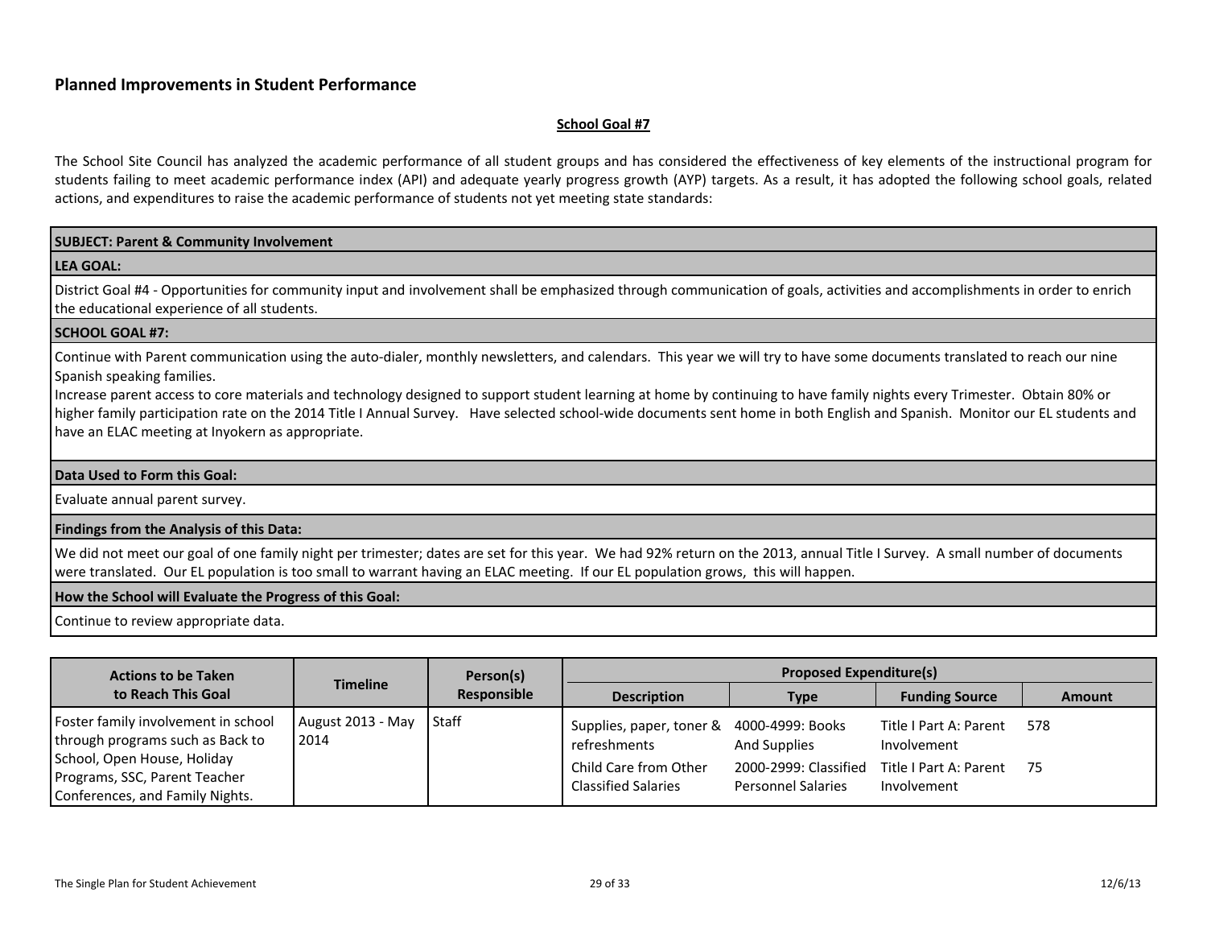## Planned Improvements in Student Performance

**School Goal #7**

The School Site Council has analyzed the academic performance of all student groups and has considered the effectiveness of key elements of the instructional program for students failing to meet academic performance index (API) and adequate yearly progress growth (AYP) targets. As a result, it has adopted the following school goals, related actions, and expenditures to raise the academic performance of students not yet meeting state standards:

**SUBJECT: Parent & Community Involvement**

**LEA GOAL:**

District Goal #4 - Opportunities for community input and involvement shall be emphasized through communication of goals, activities and accomplishments in order to enrich the educational experience of all students.

**SCHOOL GOAL #7:**

Continue with Parent communication using the auto-dialer, monthly newsletters, and calendars. This year we will try to have some documents translated to reach our nine Spanish speaking families.
Increase parent access to core materials and technology designed to support student learning at home by continuing to have family nights every Trimester. Obtain 80% or higher family participation rate on the 2014 Title I Annual Survey. Have selected school-wide documents sent home in both English and Spanish. Monitor our EL students and have an ELAC meeting at Inyokern as appropriate.

**Data Used to Form this Goal:**

Evaluate annual parent survey.

**Findings from the Analysis of this Data:**

We did not meet our goal of one family night per trimester; dates are set for this year. We had 92% return on the 2013, annual Title I Survey. A small number of documents were translated. Our EL population is too small to warrant having an ELAC meeting. If our EL population grows, this will happen.

**How the School will Evaluate the Progress of this Goal:**

Continue to review appropriate data.

| Actions to be Taken to Reach This Goal | Timeline | Person(s) Responsible | Proposed Expenditure(s) | | | |
|---|---|---|---|---|---|---|
| | | | **Description** | **Type** | **Funding Source** | **Amount** |
| Foster family involvement in school through programs such as Back to School, Open House, Holiday Programs, SSC, Parent Teacher Conferences, and Family Nights. | August 2013 - May 2014 | Staff | Supplies, paper, toner & refreshments | 4000-4999: Books And Supplies | Title I Part A: Parent Involvement | 578 |
| | | | Child Care from Other Classified Salaries | 2000-2999: Classified Personnel Salaries | Title I Part A: Parent Involvement | 75 |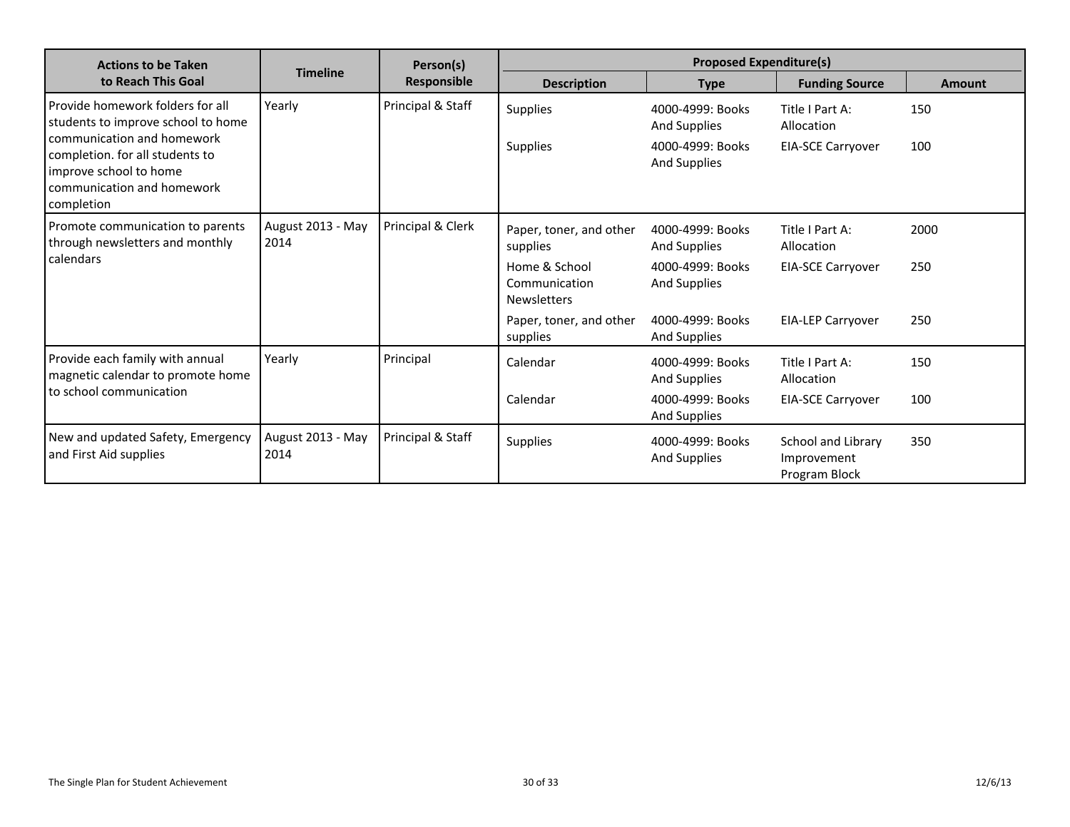| Actions to be Taken to Reach This Goal | Timeline | Person(s) Responsible | Proposed Expenditure(s) | | | |
|---|---|---|---|---|---|---|
| | | | Description | Type | Funding Source | Amount |
| Provide homework folders for all students to improve school to home communication and homework completion. for all students to improve school to home communication and homework completion | Yearly | Principal & Staff | Supplies | 4000-4999: Books And Supplies | Title I Part A: Allocation | 150 |
| | | | Supplies | 4000-4999: Books And Supplies | EIA-SCE Carryover | 100 |
| Promote communication to parents through newsletters and monthly calendars | August 2013 - May 2014 | Principal & Clerk | Paper, toner, and other supplies | 4000-4999: Books And Supplies | Title I Part A: Allocation | 2000 |
| | | | Home & School Communication Newsletters | 4000-4999: Books And Supplies | EIA-SCE Carryover | 250 |
| | | | Paper, toner, and other supplies | 4000-4999: Books And Supplies | EIA-LEP Carryover | 250 |
| Provide each family with annual magnetic calendar to promote home to school communication | Yearly | Principal | Calendar | 4000-4999: Books And Supplies | Title I Part A: Allocation | 150 |
| | | | Calendar | 4000-4999: Books And Supplies | EIA-SCE Carryover | 100 |
| New and updated Safety, Emergency and First Aid supplies | August 2013 - May 2014 | Principal & Staff | Supplies | 4000-4999: Books And Supplies | School and Library Improvement Program Block | 350 |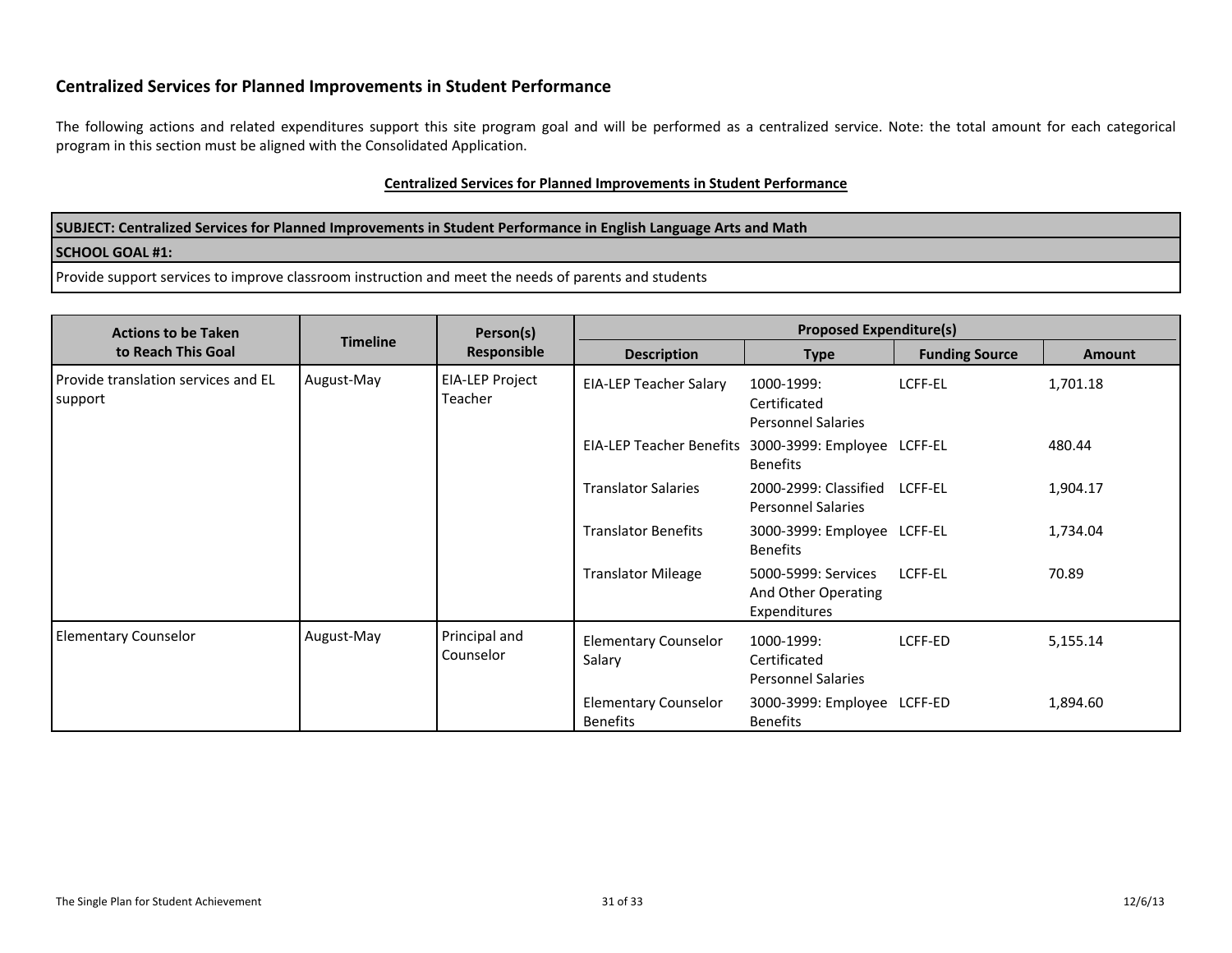## Centralized Services for Planned Improvements in Student Performance

The following actions and related expenditures support this site program goal and will be performed as a centralized service. Note: the total amount for each categorical program in this section must be aligned with the Consolidated Application.

**Centralized Services for Planned Improvements in Student Performance**

| SUBJECT: Centralized Services for Planned Improvements in Student Performance in English Language Arts and Math |
|---|
| **SCHOOL GOAL #1:** |
| Provide support services to improve classroom instruction and meet the needs of parents and students |

| Actions to be Taken to Reach This Goal | Timeline | Person(s) Responsible | Proposed Expenditure(s) | | | |
|---|---|---|---|---|---|---|
| | | | **Description** | **Type** | **Funding Source** | **Amount** |
| Provide translation services and EL support | August-May | EIA-LEP Project Teacher | EIA-LEP Teacher Salary | 1000-1999: Certificated Personnel Salaries | LCFF-EL | 1,701.18 |
| | | | EIA-LEP Teacher Benefits | 3000-3999: Employee Benefits | LCFF-EL | 480.44 |
| | | | Translator Salaries | 2000-2999: Classified Personnel Salaries | LCFF-EL | 1,904.17 |
| | | | Translator Benefits | 3000-3999: Employee Benefits | LCFF-EL | 1,734.04 |
| | | | Translator Mileage | 5000-5999: Services And Other Operating Expenditures | LCFF-EL | 70.89 |
| Elementary Counselor | August-May | Principal and Counselor | Elementary Counselor Salary | 1000-1999: Certificated Personnel Salaries | LCFF-ED | 5,155.14 |
| | | | Elementary Counselor Benefits | 3000-3999: Employee Benefits | LCFF-ED | 1,894.60 |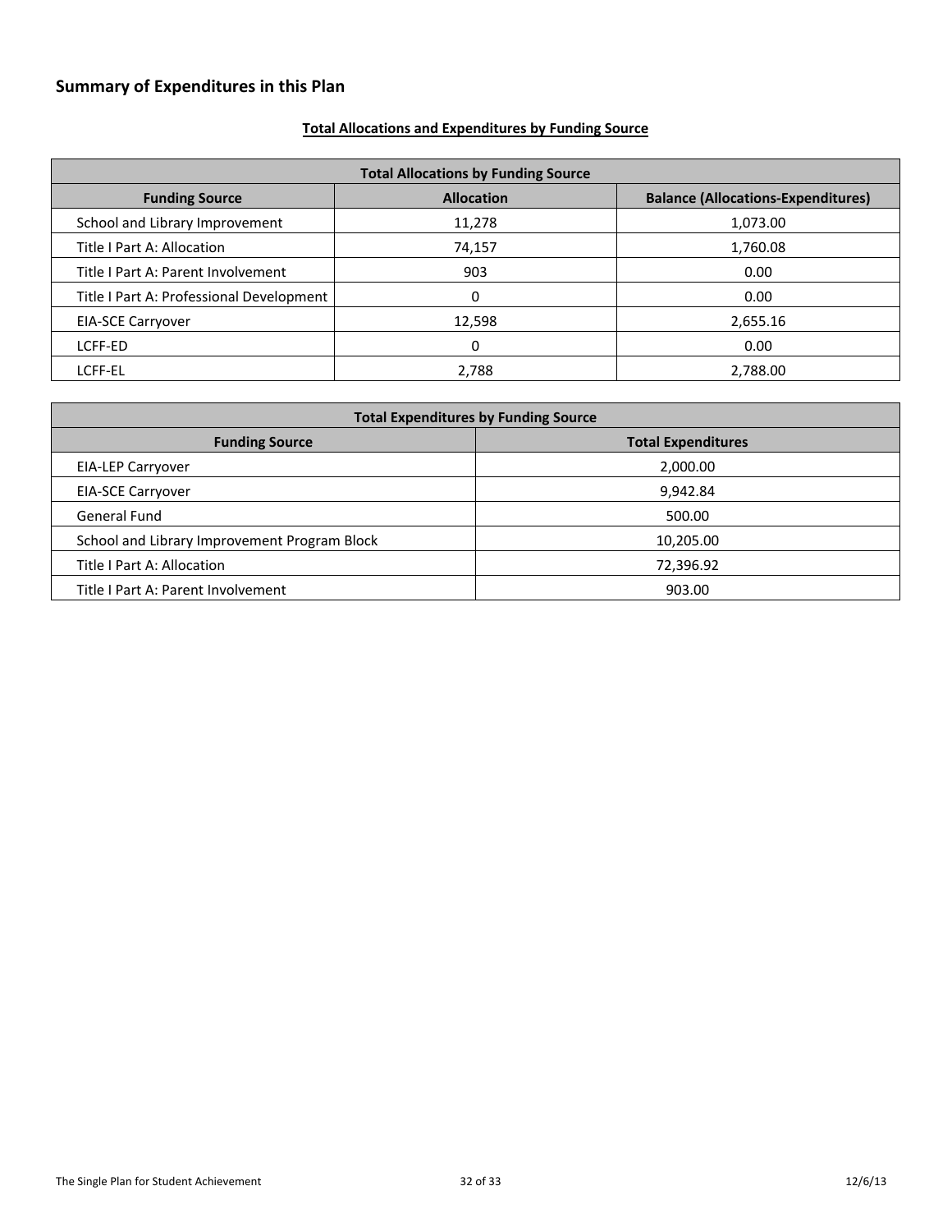## Summary of Expenditures in this Plan

**Total Allocations and Expenditures by Funding Source**

| Total Allocations by Funding Source | | |
|---|---|---|
| **Funding Source** | **Allocation** | **Balance (Allocations-Expenditures)** |
| School and Library Improvement | 11,278 | 1,073.00 |
| Title I Part A: Allocation | 74,157 | 1,760.08 |
| Title I Part A: Parent Involvement | 903 | 0.00 |
| Title I Part A: Professional Development | 0 | 0.00 |
| EIA-SCE Carryover | 12,598 | 2,655.16 |
| LCFF-ED | 0 | 0.00 |
| LCFF-EL | 2,788 | 2,788.00 |

| Total Expenditures by Funding Source | |
|---|---|
| **Funding Source** | **Total Expenditures** |
| EIA-LEP Carryover | 2,000.00 |
| EIA-SCE Carryover | 9,942.84 |
| General Fund | 500.00 |
| School and Library Improvement Program Block | 10,205.00 |
| Title I Part A: Allocation | 72,396.92 |
| Title I Part A: Parent Involvement | 903.00 |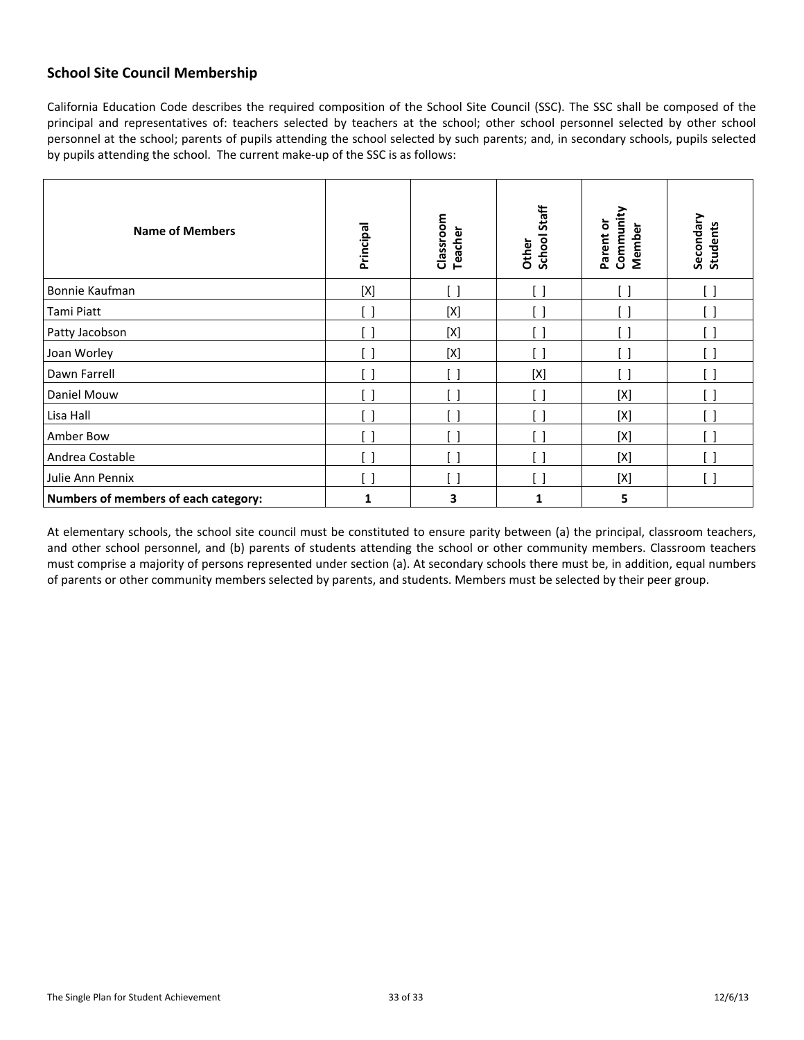## School Site Council Membership

California Education Code describes the required composition of the School Site Council (SSC). The SSC shall be composed of the principal and representatives of: teachers selected by teachers at the school; other school personnel selected by other school personnel at the school; parents of pupils attending the school selected by such parents; and, in secondary schools, pupils selected by pupils attending the school. The current make-up of the SSC is as follows:

| Name of Members | Principal | Classroom Teacher | Other School Staff | Parent or Community Member | Secondary Students |
|---|---|---|---|---|---|
| Bonnie Kaufman | [X] | [ ] | [ ] | [ ] | [ ] |
| Tami Piatt | [ ] | [X] | [ ] | [ ] | [ ] |
| Patty Jacobson | [ ] | [X] | [ ] | [ ] | [ ] |
| Joan Worley | [ ] | [X] | [ ] | [ ] | [ ] |
| Dawn Farrell | [ ] | [ ] | [X] | [ ] | [ ] |
| Daniel Mouw | [ ] | [ ] | [ ] | [X] | [ ] |
| Lisa Hall | [ ] | [ ] | [ ] | [X] | [ ] |
| Amber Bow | [ ] | [ ] | [ ] | [X] | [ ] |
| Andrea Costable | [ ] | [ ] | [ ] | [X] | [ ] |
| Julie Ann Pennix | [ ] | [ ] | [ ] | [X] | [ ] |
| **Numbers of members of each category:** | **1** | **3** | **1** | **5** | |

At elementary schools, the school site council must be constituted to ensure parity between (a) the principal, classroom teachers, and other school personnel, and (b) parents of students attending the school or other community members. Classroom teachers must comprise a majority of persons represented under section (a). At secondary schools there must be, in addition, equal numbers of parents or other community members selected by parents, and students. Members must be selected by their peer group.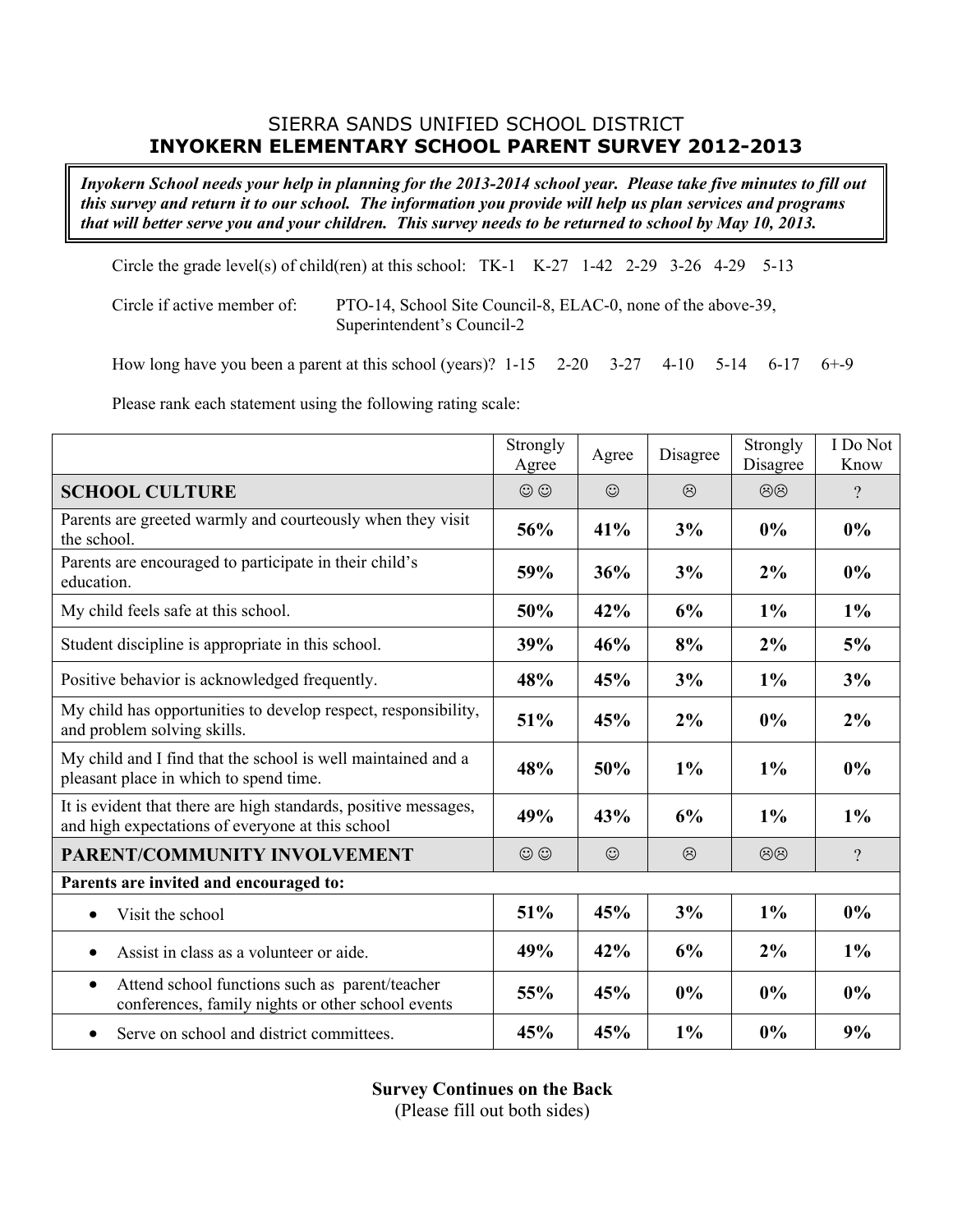## SIERRA SANDS UNIFIED SCHOOL DISTRICT
## INYOKERN ELEMENTARY SCHOOL PARENT SURVEY 2012-2013

***Inyokern School needs your help in planning for the 2013-2014 school year. Please take five minutes to fill out this survey and return it to our school. The information you provide will help us plan services and programs that will better serve you and your children. This survey needs to be returned to school by May 10, 2013.***

Circle the grade level(s) of child(ren) at this school: TK-1 K-27 1-42 2-29 3-26 4-29 5-13

Circle if active member of: PTO-14, School Site Council-8, ELAC-0, none of the above-39, Superintendent's Council-2

How long have you been a parent at this school (years)? 1-15 2-20 3-27 4-10 5-14 6-17 6+-9

Please rank each statement using the following rating scale:

| | Strongly Agree | Agree | Disagree | Strongly Disagree | I Do Not Know |
|---|---|---|---|---|---|
| **SCHOOL CULTURE** | ☺☺ | ☺ | ☹ | ☹☹ | ? |
| Parents are greeted warmly and courteously when they visit the school. | **56%** | **41%** | **3%** | **0%** | **0%** |
| Parents are encouraged to participate in their child's education. | **59%** | **36%** | **3%** | **2%** | **0%** |
| My child feels safe at this school. | **50%** | **42%** | **6%** | **1%** | **1%** |
| Student discipline is appropriate in this school. | **39%** | **46%** | **8%** | **2%** | **5%** |
| Positive behavior is acknowledged frequently. | **48%** | **45%** | **3%** | **1%** | **3%** |
| My child has opportunities to develop respect, responsibility, and problem solving skills. | **51%** | **45%** | **2%** | **0%** | **2%** |
| My child and I find that the school is well maintained and a pleasant place in which to spend time. | **48%** | **50%** | **1%** | **1%** | **0%** |
| It is evident that there are high standards, positive messages, and high expectations of everyone at this school | **49%** | **43%** | **6%** | **1%** | **1%** |
| **PARENT/COMMUNITY INVOLVEMENT** | ☺☺ | ☺ | ☹ | ☹☹ | ? |
| **Parents are invited and encouraged to:** | | | | | |
| • Visit the school | **51%** | **45%** | **3%** | **1%** | **0%** |
| • Assist in class as a volunteer or aide. | **49%** | **42%** | **6%** | **2%** | **1%** |
| • Attend school functions such as parent/teacher conferences, family nights or other school events | **55%** | **45%** | **0%** | **0%** | **0%** |
| • Serve on school and district committees. | **45%** | **45%** | **1%** | **0%** | **9%** |

**Survey Continues on the Back**
(Please fill out both sides)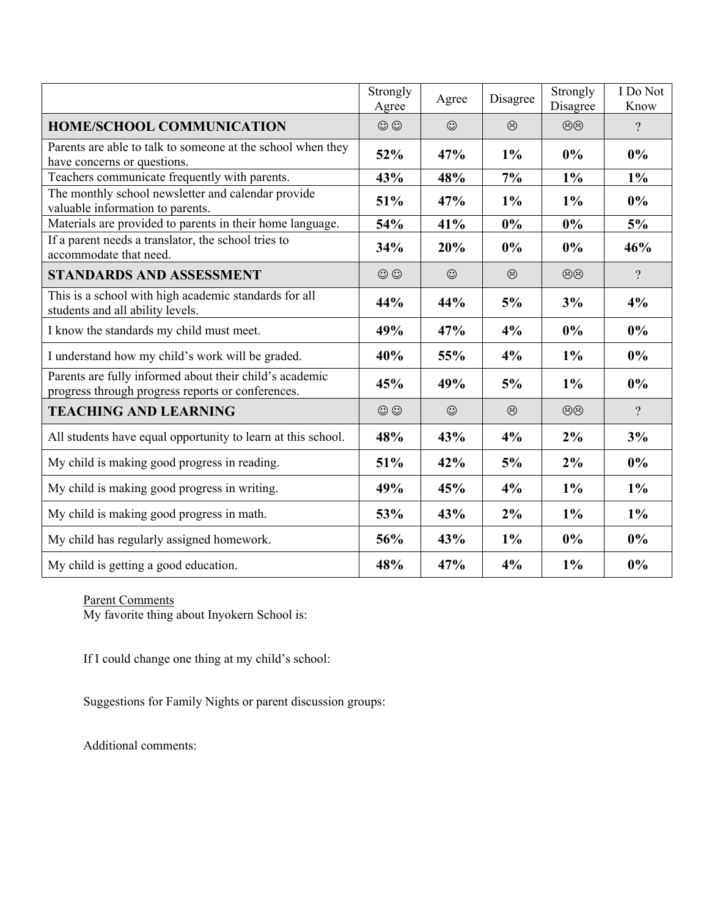| | Strongly Agree | Agree | Disagree | Strongly Disagree | I Do Not Know |
|---|---|---|---|---|---|
| **HOME/SCHOOL COMMUNICATION** | ☺☺ | ☺ | ☹ | ☹☹ | ? |
| Parents are able to talk to someone at the school when they have concerns or questions. | **52%** | **47%** | **1%** | **0%** | **0%** |
| Teachers communicate frequently with parents. | **43%** | **48%** | **7%** | **1%** | **1%** |
| The monthly school newsletter and calendar provide valuable information to parents. | **51%** | **47%** | **1%** | **1%** | **0%** |
| Materials are provided to parents in their home language. | **54%** | **41%** | **0%** | **0%** | **5%** |
| If a parent needs a translator, the school tries to accommodate that need. | **34%** | **20%** | **0%** | **0%** | **46%** |
| **STANDARDS AND ASSESSMENT** | ☺☺ | ☺ | ☹ | ☹☹ | ? |
| This is a school with high academic standards for all students and all ability levels. | **44%** | **44%** | **5%** | **3%** | **4%** |
| I know the standards my child must meet. | **49%** | **47%** | **4%** | **0%** | **0%** |
| I understand how my child's work will be graded. | **40%** | **55%** | **4%** | **1%** | **0%** |
| Parents are fully informed about their child's academic progress through progress reports or conferences. | **45%** | **49%** | **5%** | **1%** | **0%** |
| **TEACHING AND LEARNING** | ☺☺ | ☺ | ☹ | ☹☹ | ? |
| All students have equal opportunity to learn at this school. | **48%** | **43%** | **4%** | **2%** | **3%** |
| My child is making good progress in reading. | **51%** | **42%** | **5%** | **2%** | **0%** |
| My child is making good progress in writing. | **49%** | **45%** | **4%** | **1%** | **1%** |
| My child is making good progress in math. | **53%** | **43%** | **2%** | **1%** | **1%** |
| My child has regularly assigned homework. | **56%** | **43%** | **1%** | **0%** | **0%** |
| My child is getting a good education. | **48%** | **47%** | **4%** | **1%** | **0%** |

Parent Comments

My favorite thing about Inyokern School is:

If I could change one thing at my child's school:

Suggestions for Family Nights or parent discussion groups:

Additional comments: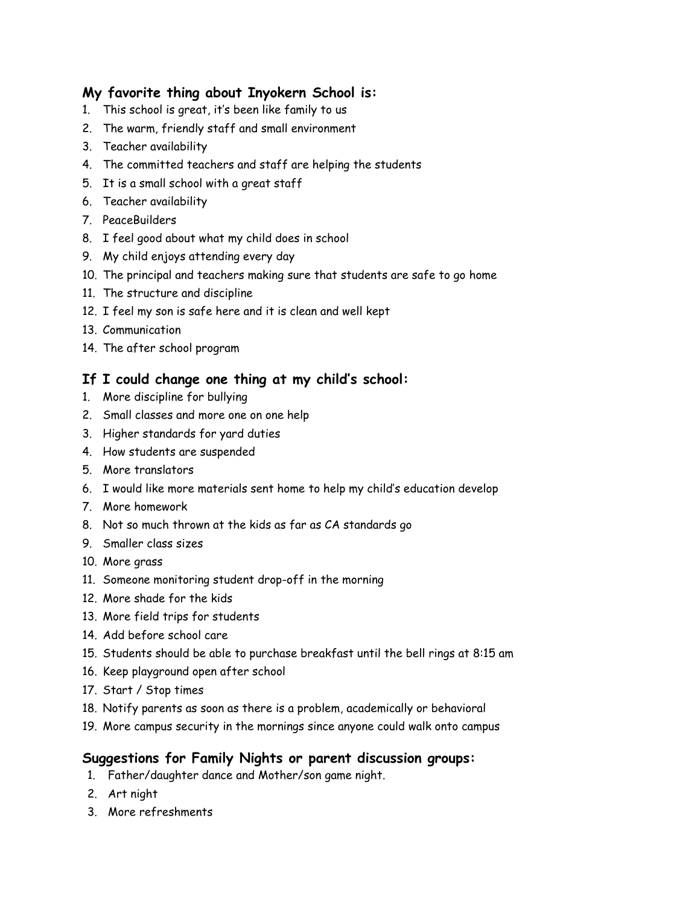### My favorite thing about Inyokern School is:

1. This school is great, it's been like family to us
2. The warm, friendly staff and small environment
3. Teacher availability
4. The committed teachers and staff are helping the students
5. It is a small school with a great staff
6. Teacher availability
7. PeaceBuilders
8. I feel good about what my child does in school
9. My child enjoys attending every day
10. The principal and teachers making sure that students are safe to go home
11. The structure and discipline
12. I feel my son is safe here and it is clean and well kept
13. Communication
14. The after school program

### If I could change one thing at my child's school:

1. More discipline for bullying
2. Small classes and more one on one help
3. Higher standards for yard duties
4. How students are suspended
5. More translators
6. I would like more materials sent home to help my child's education develop
7. More homework
8. Not so much thrown at the kids as far as CA standards go
9. Smaller class sizes
10. More grass
11. Someone monitoring student drop-off in the morning
12. More shade for the kids
13. More field trips for students
14. Add before school care
15. Students should be able to purchase breakfast until the bell rings at 8:15 am
16. Keep playground open after school
17. Start / Stop times
18. Notify parents as soon as there is a problem, academically or behavioral
19. More campus security in the mornings since anyone could walk onto campus

### Suggestions for Family Nights or parent discussion groups:

1. Father/daughter dance and Mother/son game night.
2. Art night
3. More refreshments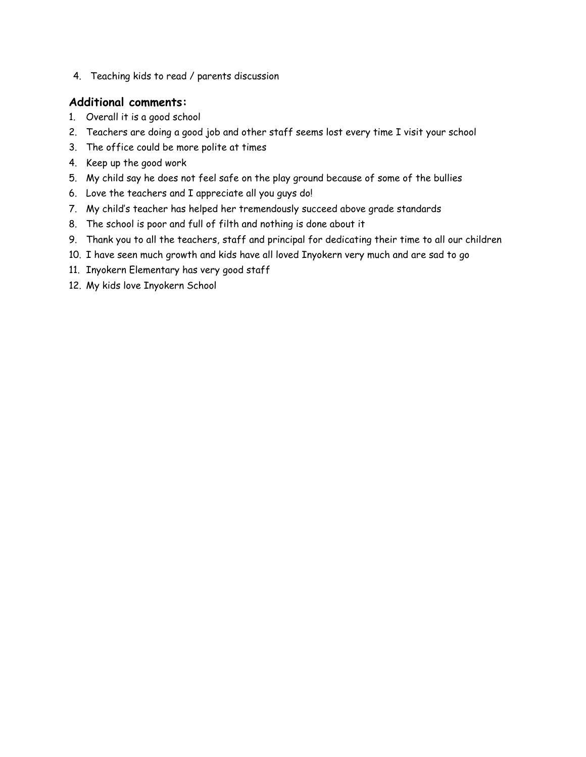4. Teaching kids to read / parents discussion

## Additional comments:

1. Overall it is a good school
2. Teachers are doing a good job and other staff seems lost every time I visit your school
3. The office could be more polite at times
4. Keep up the good work
5. My child say he does not feel safe on the play ground because of some of the bullies
6. Love the teachers and I appreciate all you guys do!
7. My child's teacher has helped her tremendously succeed above grade standards
8. The school is poor and full of filth and nothing is done about it
9. Thank you to all the teachers, staff and principal for dedicating their time to all our children
10. I have seen much growth and kids have all loved Inyokern very much and are sad to go
11. Inyokern Elementary has very good staff
12. My kids love Inyokern School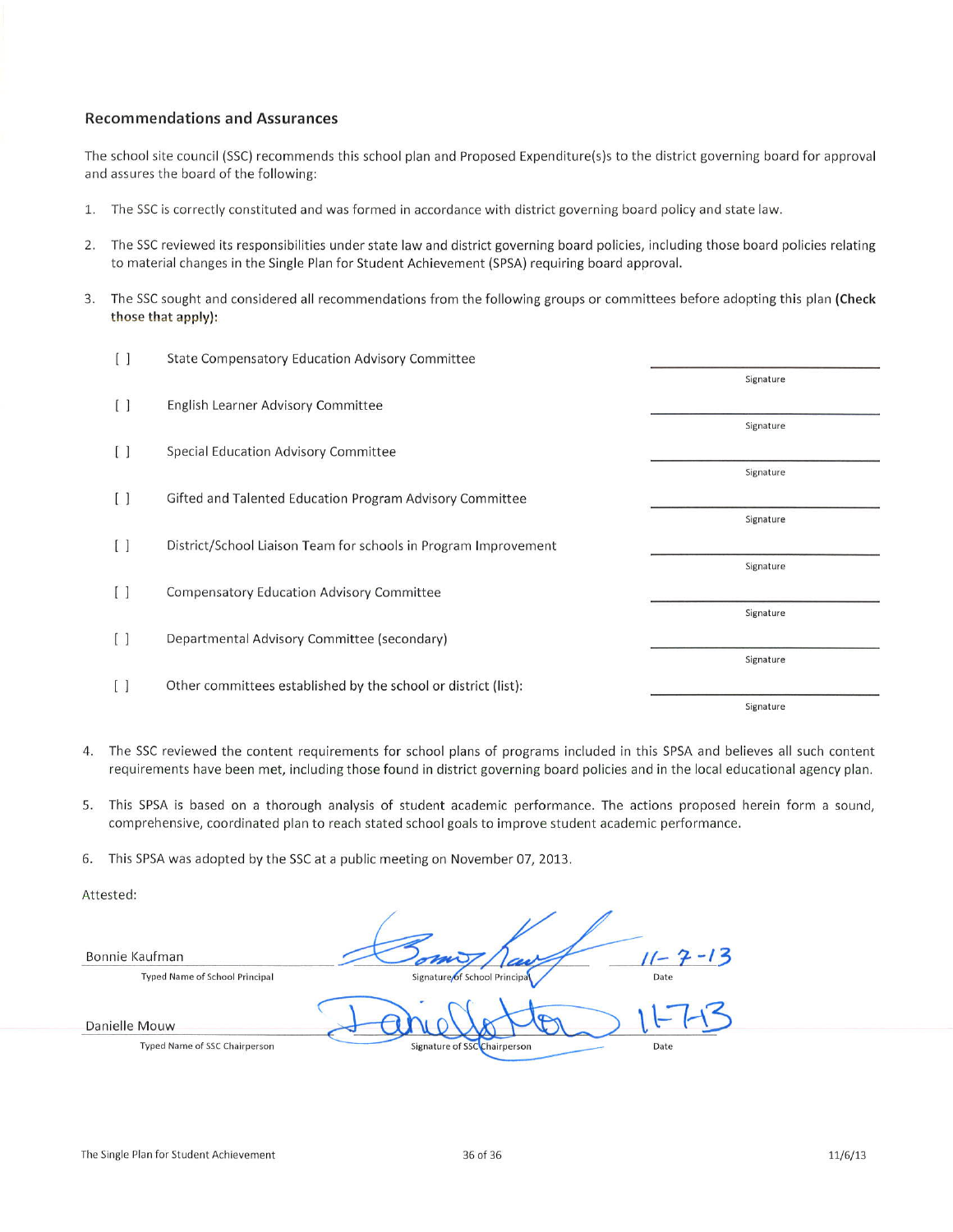## Recommendations and Assurances

The school site council (SSC) recommends this school plan and Proposed Expenditure(s)s to the district governing board for approval and assures the board of the following:

1. The SSC is correctly constituted and was formed in accordance with district governing board policy and state law.

2. The SSC reviewed its responsibilities under state law and district governing board policies, including those board policies relating to material changes in the Single Plan for Student Achievement (SPSA) requiring board approval.

3. The SSC sought and considered all recommendations from the following groups or committees before adopting this plan **(Check those that apply)**:

| | | |
|---|---|---|
| [ ] | State Compensatory Education Advisory Committee | Signature |
| [ ] | English Learner Advisory Committee | Signature |
| [ ] | Special Education Advisory Committee | Signature |
| [ ] | Gifted and Talented Education Program Advisory Committee | Signature |
| [ ] | District/School Liaison Team for schools in Program Improvement | Signature |
| [ ] | Compensatory Education Advisory Committee | Signature |
| [ ] | Departmental Advisory Committee (secondary) | Signature |
| [ ] | Other committees established by the school or district (list): | Signature |

4. The SSC reviewed the content requirements for school plans of programs included in this SPSA and believes all such content requirements have been met, including those found in district governing board policies and in the local educational agency plan.

5. This SPSA is based on a thorough analysis of student academic performance. The actions proposed herein form a sound, comprehensive, coordinated plan to reach stated school goals to improve student academic performance.

6. This SPSA was adopted by the SSC at a public meeting on November 07, 2013.

Attested:

| Typed Name | Signature | Date |
|---|---|---|
| Bonnie Kaufman<br>Typed Name of School Principal | [signature]<br>Signature of School Principal | 11-7-13 |
| Danielle Mouw<br>Typed Name of SSC Chairperson | [signature]<br>Signature of SSC Chairperson | 11-7-13 |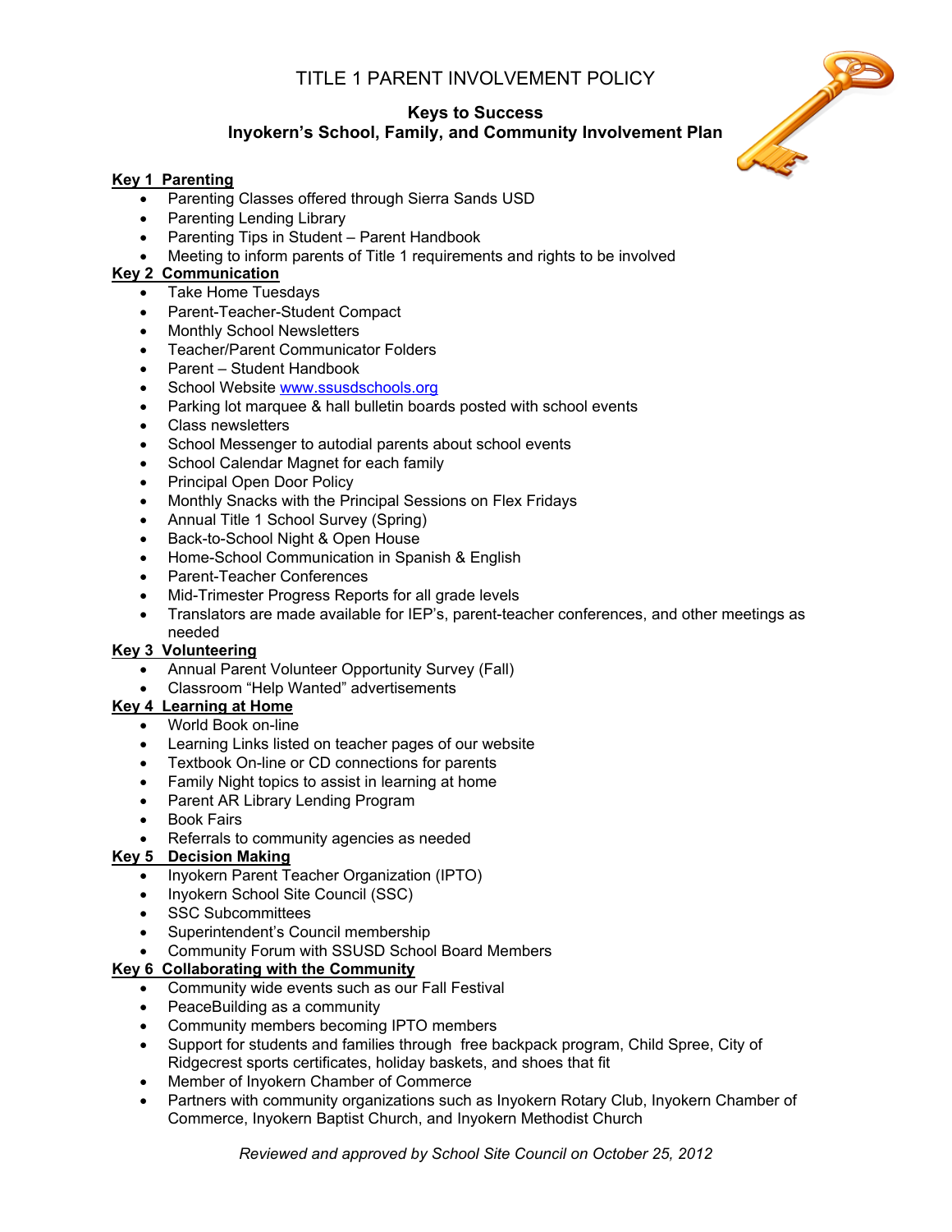# TITLE 1 PARENT INVOLVEMENT POLICY

## Keys to Success
## Inyokern's School, Family, and Community Involvement Plan

**Key 1 Parenting**

- Parenting Classes offered through Sierra Sands USD
- Parenting Lending Library
- Parenting Tips in Student – Parent Handbook
- Meeting to inform parents of Title 1 requirements and rights to be involved

**Key 2 Communication**

- Take Home Tuesdays
- Parent-Teacher-Student Compact
- Monthly School Newsletters
- Teacher/Parent Communicator Folders
- Parent – Student Handbook
- School Website www.ssusdschools.org
- Parking lot marquee & hall bulletin boards posted with school events
- Class newsletters
- School Messenger to autodial parents about school events
- School Calendar Magnet for each family
- Principal Open Door Policy
- Monthly Snacks with the Principal Sessions on Flex Fridays
- Annual Title 1 School Survey (Spring)
- Back-to-School Night & Open House
- Home-School Communication in Spanish & English
- Parent-Teacher Conferences
- Mid-Trimester Progress Reports for all grade levels
- Translators are made available for IEP's, parent-teacher conferences, and other meetings as needed

**Key 3 Volunteering**

- Annual Parent Volunteer Opportunity Survey (Fall)
- Classroom "Help Wanted" advertisements

**Key 4 Learning at Home**

- World Book on-line
- Learning Links listed on teacher pages of our website
- Textbook On-line or CD connections for parents
- Family Night topics to assist in learning at home
- Parent AR Library Lending Program
- Book Fairs
- Referrals to community agencies as needed

**Key 5 Decision Making**

- Inyokern Parent Teacher Organization (IPTO)
- Inyokern School Site Council (SSC)
- SSC Subcommittees
- Superintendent's Council membership
- Community Forum with SSUSD School Board Members

**Key 6 Collaborating with the Community**

- Community wide events such as our Fall Festival
- PeaceBuilding as a community
- Community members becoming IPTO members
- Support for students and families through free backpack program, Child Spree, City of Ridgecrest sports certificates, holiday baskets, and shoes that fit
- Member of Inyokern Chamber of Commerce
- Partners with community organizations such as Inyokern Rotary Club, Inyokern Chamber of Commerce, Inyokern Baptist Church, and Inyokern Methodist Church

*Reviewed and approved by School Site Council on October 25, 2012*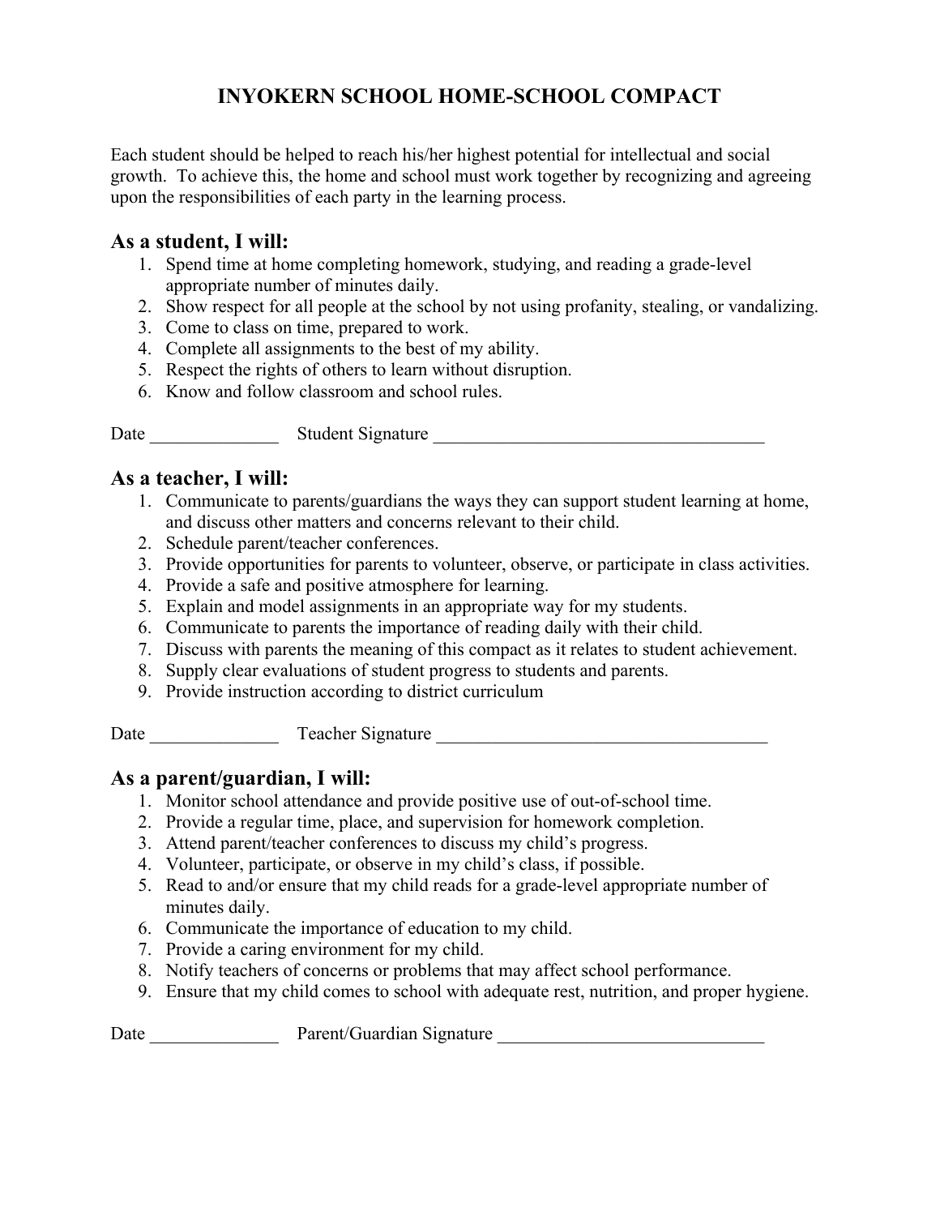# INYOKERN SCHOOL HOME-SCHOOL COMPACT

Each student should be helped to reach his/her highest potential for intellectual and social growth. To achieve this, the home and school must work together by recognizing and agreeing upon the responsibilities of each party in the learning process.

## As a student, I will:

1. Spend time at home completing homework, studying, and reading a grade-level appropriate number of minutes daily.
2. Show respect for all people at the school by not using profanity, stealing, or vandalizing.
3. Come to class on time, prepared to work.
4. Complete all assignments to the best of my ability.
5. Respect the rights of others to learn without disruption.
6. Know and follow classroom and school rules.

Date ______________ Student Signature _____________________________________

## As a teacher, I will:

1. Communicate to parents/guardians the ways they can support student learning at home, and discuss other matters and concerns relevant to their child.
2. Schedule parent/teacher conferences.
3. Provide opportunities for parents to volunteer, observe, or participate in class activities.
4. Provide a safe and positive atmosphere for learning.
5. Explain and model assignments in an appropriate way for my students.
6. Communicate to parents the importance of reading daily with their child.
7. Discuss with parents the meaning of this compact as it relates to student achievement.
8. Supply clear evaluations of student progress to students and parents.
9. Provide instruction according to district curriculum

Date ______________ Teacher Signature _____________________________________

## As a parent/guardian, I will:

1. Monitor school attendance and provide positive use of out-of-school time.
2. Provide a regular time, place, and supervision for homework completion.
3. Attend parent/teacher conferences to discuss my child's progress.
4. Volunteer, participate, or observe in my child's class, if possible.
5. Read to and/or ensure that my child reads for a grade-level appropriate number of minutes daily.
6. Communicate the importance of education to my child.
7. Provide a caring environment for my child.
8. Notify teachers of concerns or problems that may affect school performance.
9. Ensure that my child comes to school with adequate rest, nutrition, and proper hygiene.

Date ______________ Parent/Guardian Signature ______________________________